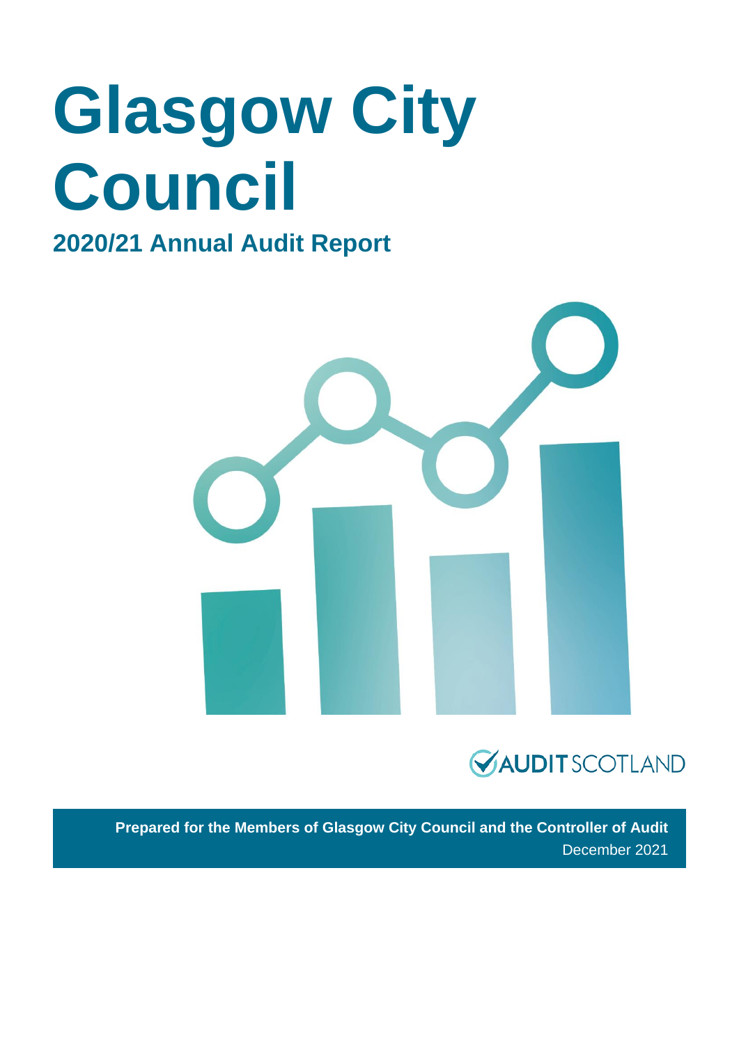# Glasgow City Council

## 2020/21 Annual Audit Report

AUDIT SCOTLAND

**Prepared for the Members of Glasgow City Council and the Controller of Audit**

December 2021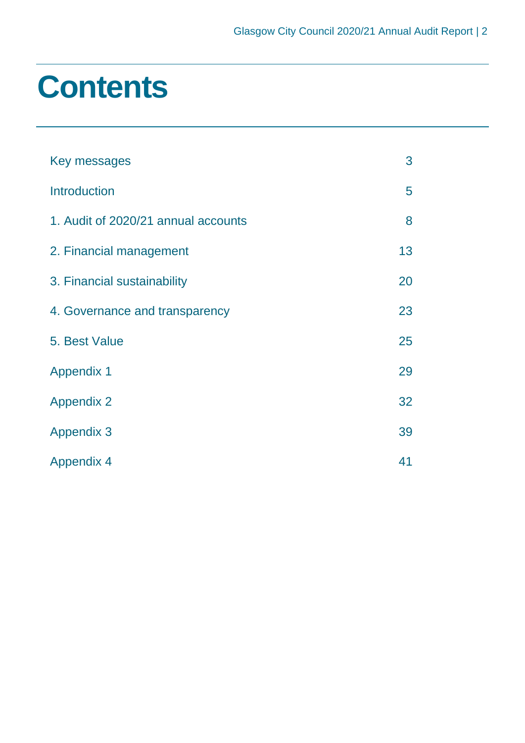# Contents

| | |
|---|---|
| Key messages | 3 |
| Introduction | 5 |
| 1. Audit of 2020/21 annual accounts | 8 |
| 2. Financial management | 13 |
| 3. Financial sustainability | 20 |
| 4. Governance and transparency | 23 |
| 5. Best Value | 25 |
| Appendix 1 | 29 |
| Appendix 2 | 32 |
| Appendix 3 | 39 |
| Appendix 4 | 41 |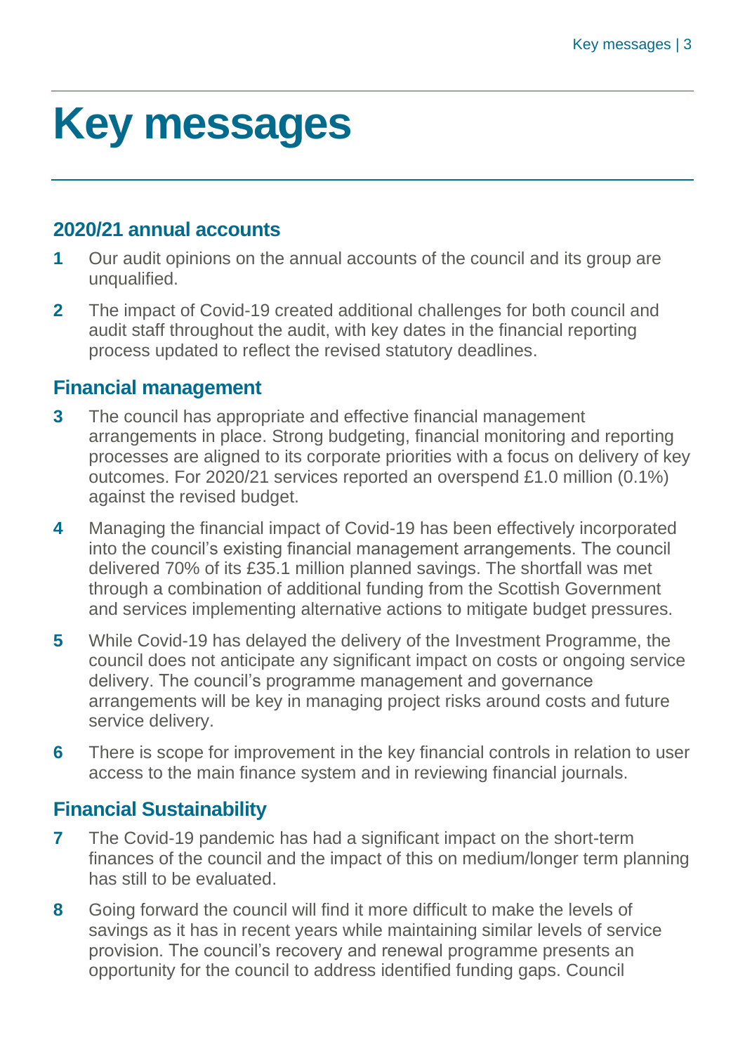# Key messages

## 2020/21 annual accounts

**1** Our audit opinions on the annual accounts of the council and its group are unqualified.

**2** The impact of Covid-19 created additional challenges for both council and audit staff throughout the audit, with key dates in the financial reporting process updated to reflect the revised statutory deadlines.

## Financial management

**3** The council has appropriate and effective financial management arrangements in place. Strong budgeting, financial monitoring and reporting processes are aligned to its corporate priorities with a focus on delivery of key outcomes. For 2020/21 services reported an overspend £1.0 million (0.1%) against the revised budget.

**4** Managing the financial impact of Covid-19 has been effectively incorporated into the council's existing financial management arrangements. The council delivered 70% of its £35.1 million planned savings. The shortfall was met through a combination of additional funding from the Scottish Government and services implementing alternative actions to mitigate budget pressures.

**5** While Covid-19 has delayed the delivery of the Investment Programme, the council does not anticipate any significant impact on costs or ongoing service delivery. The council's programme management and governance arrangements will be key in managing project risks around costs and future service delivery.

**6** There is scope for improvement in the key financial controls in relation to user access to the main finance system and in reviewing financial journals.

## Financial Sustainability

**7** The Covid-19 pandemic has had a significant impact on the short-term finances of the council and the impact of this on medium/longer term planning has still to be evaluated.

**8** Going forward the council will find it more difficult to make the levels of savings as it has in recent years while maintaining similar levels of service provision. The council's recovery and renewal programme presents an opportunity for the council to address identified funding gaps. Council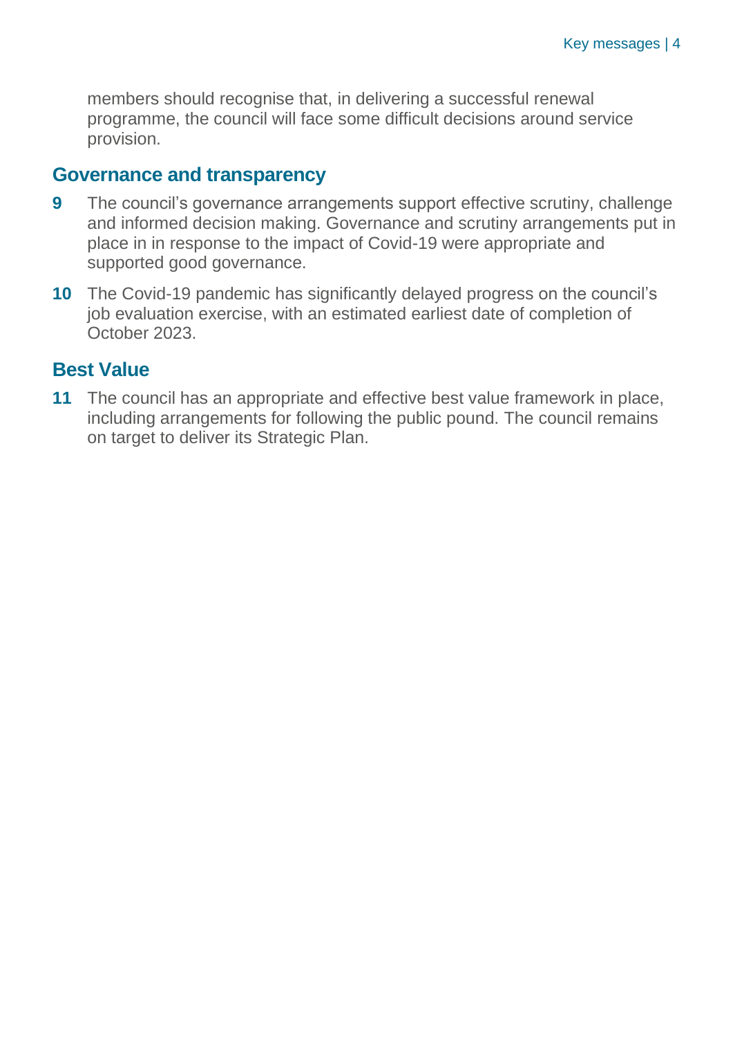members should recognise that, in delivering a successful renewal programme, the council will face some difficult decisions around service provision.

## Governance and transparency

**9** The council's governance arrangements support effective scrutiny, challenge and informed decision making. Governance and scrutiny arrangements put in place in in response to the impact of Covid-19 were appropriate and supported good governance.

**10** The Covid-19 pandemic has significantly delayed progress on the council's job evaluation exercise, with an estimated earliest date of completion of October 2023.

## Best Value

**11** The council has an appropriate and effective best value framework in place, including arrangements for following the public pound. The council remains on target to deliver its Strategic Plan.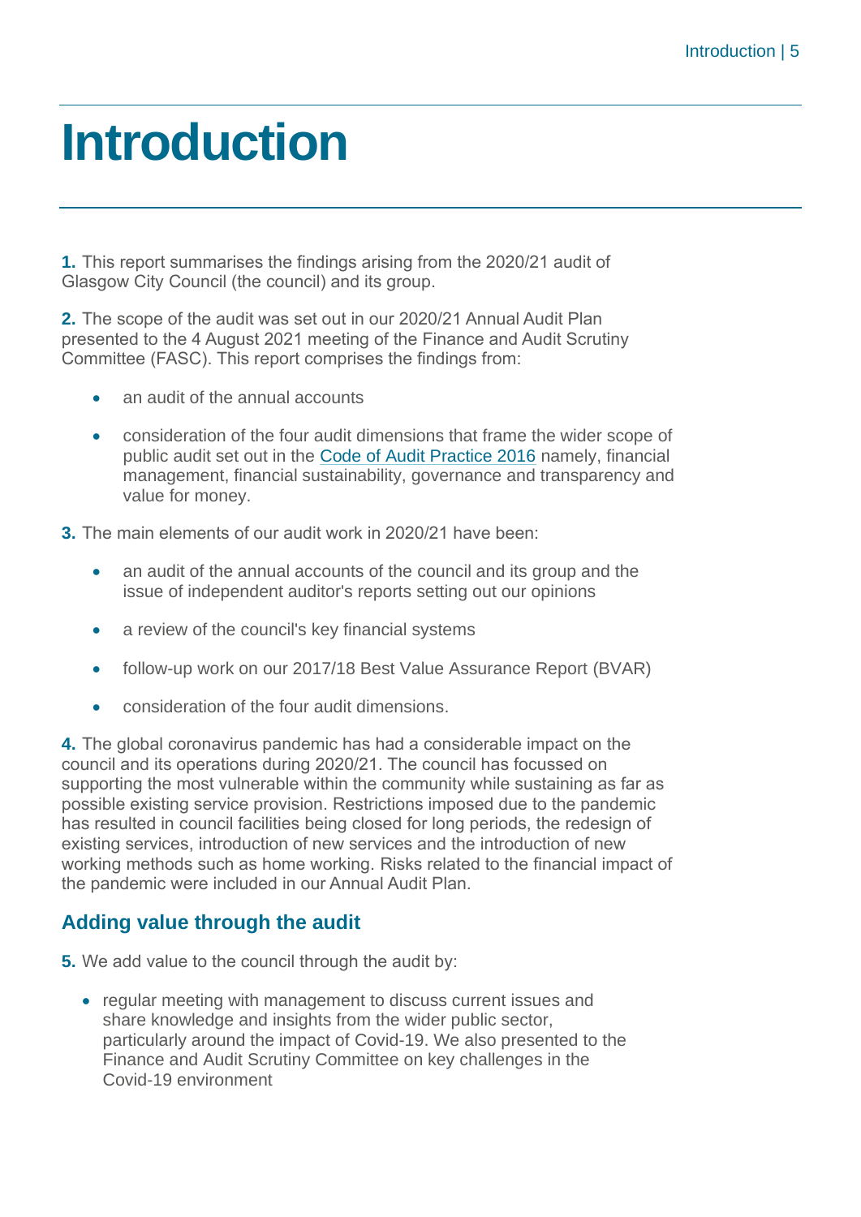# Introduction

**1.** This report summarises the findings arising from the 2020/21 audit of Glasgow City Council (the council) and its group.

**2.** The scope of the audit was set out in our 2020/21 Annual Audit Plan presented to the 4 August 2021 meeting of the Finance and Audit Scrutiny Committee (FASC). This report comprises the findings from:

- an audit of the annual accounts
- consideration of the four audit dimensions that frame the wider scope of public audit set out in the Code of Audit Practice 2016 namely, financial management, financial sustainability, governance and transparency and value for money.

**3.** The main elements of our audit work in 2020/21 have been:

- an audit of the annual accounts of the council and its group and the issue of independent auditor's reports setting out our opinions
- a review of the council's key financial systems
- follow-up work on our 2017/18 Best Value Assurance Report (BVAR)
- consideration of the four audit dimensions.

**4.** The global coronavirus pandemic has had a considerable impact on the council and its operations during 2020/21. The council has focussed on supporting the most vulnerable within the community while sustaining as far as possible existing service provision. Restrictions imposed due to the pandemic has resulted in council facilities being closed for long periods, the redesign of existing services, introduction of new services and the introduction of new working methods such as home working. Risks related to the financial impact of the pandemic were included in our Annual Audit Plan.

## Adding value through the audit

**5.** We add value to the council through the audit by:

- regular meeting with management to discuss current issues and share knowledge and insights from the wider public sector, particularly around the impact of Covid-19. We also presented to the Finance and Audit Scrutiny Committee on key challenges in the Covid-19 environment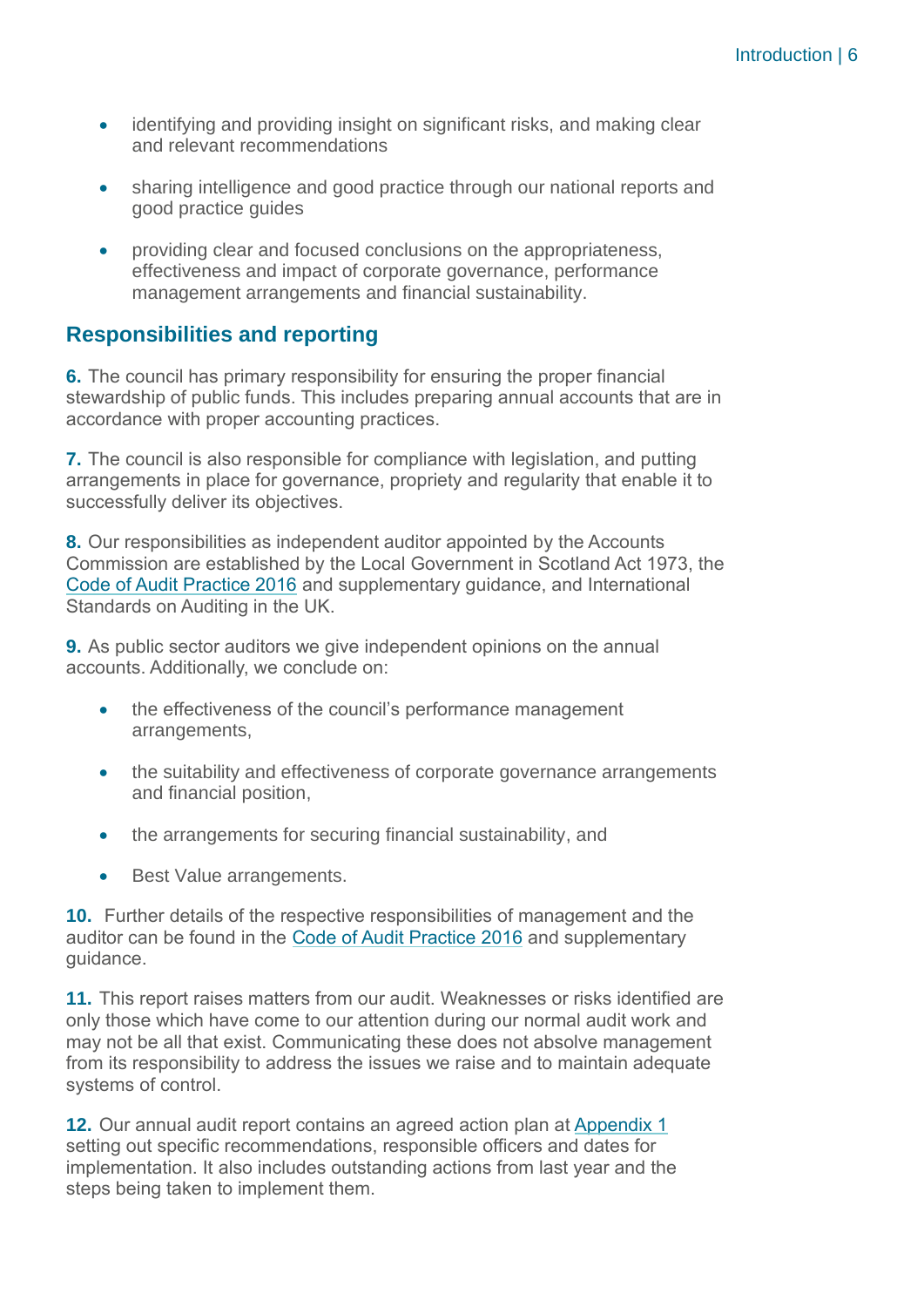- identifying and providing insight on significant risks, and making clear and relevant recommendations
- sharing intelligence and good practice through our national reports and good practice guides
- providing clear and focused conclusions on the appropriateness, effectiveness and impact of corporate governance, performance management arrangements and financial sustainability.

## Responsibilities and reporting

**6.** The council has primary responsibility for ensuring the proper financial stewardship of public funds. This includes preparing annual accounts that are in accordance with proper accounting practices.

**7.** The council is also responsible for compliance with legislation, and putting arrangements in place for governance, propriety and regularity that enable it to successfully deliver its objectives.

**8.** Our responsibilities as independent auditor appointed by the Accounts Commission are established by the Local Government in Scotland Act 1973, the Code of Audit Practice 2016 and supplementary guidance, and International Standards on Auditing in the UK.

**9.** As public sector auditors we give independent opinions on the annual accounts. Additionally, we conclude on:

- the effectiveness of the council's performance management arrangements,
- the suitability and effectiveness of corporate governance arrangements and financial position,
- the arrangements for securing financial sustainability, and
- Best Value arrangements.

**10.** Further details of the respective responsibilities of management and the auditor can be found in the Code of Audit Practice 2016 and supplementary guidance.

**11.** This report raises matters from our audit. Weaknesses or risks identified are only those which have come to our attention during our normal audit work and may not be all that exist. Communicating these does not absolve management from its responsibility to address the issues we raise and to maintain adequate systems of control.

**12.** Our annual audit report contains an agreed action plan at Appendix 1 setting out specific recommendations, responsible officers and dates for implementation. It also includes outstanding actions from last year and the steps being taken to implement them.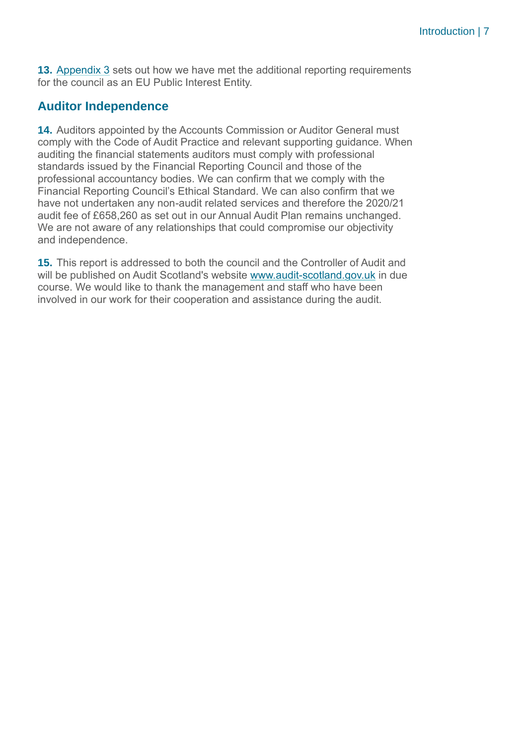**13.** Appendix 3 sets out how we have met the additional reporting requirements for the council as an EU Public Interest Entity.

## Auditor Independence

**14.** Auditors appointed by the Accounts Commission or Auditor General must comply with the Code of Audit Practice and relevant supporting guidance. When auditing the financial statements auditors must comply with professional standards issued by the Financial Reporting Council and those of the professional accountancy bodies. We can confirm that we comply with the Financial Reporting Council's Ethical Standard. We can also confirm that we have not undertaken any non-audit related services and therefore the 2020/21 audit fee of £658,260 as set out in our Annual Audit Plan remains unchanged. We are not aware of any relationships that could compromise our objectivity and independence.

**15.** This report is addressed to both the council and the Controller of Audit and will be published on Audit Scotland's website www.audit-scotland.gov.uk in due course. We would like to thank the management and staff who have been involved in our work for their cooperation and assistance during the audit.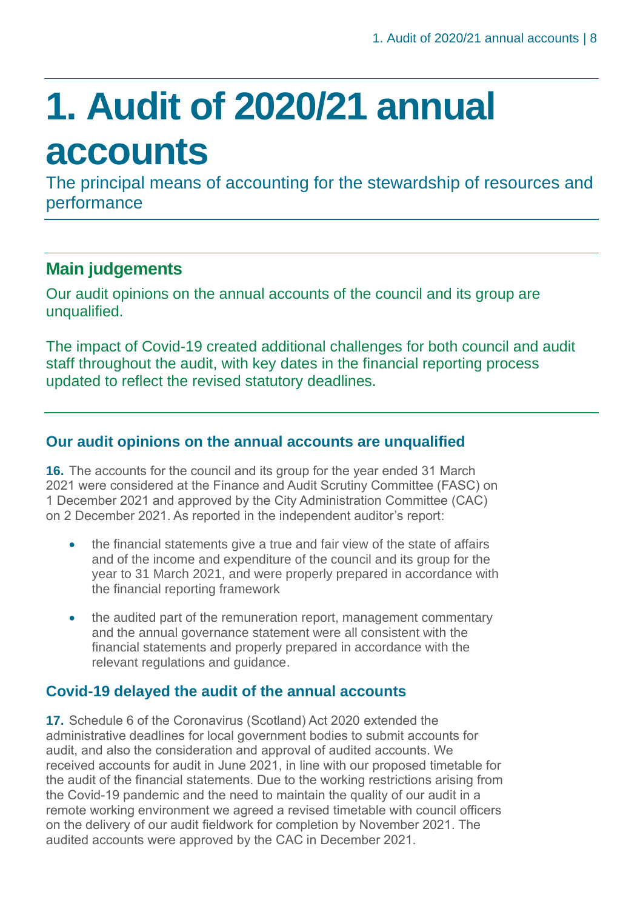# 1. Audit of 2020/21 annual accounts

The principal means of accounting for the stewardship of resources and performance

## Main judgements

Our audit opinions on the annual accounts of the council and its group are unqualified.

The impact of Covid-19 created additional challenges for both council and audit staff throughout the audit, with key dates in the financial reporting process updated to reflect the revised statutory deadlines.

### Our audit opinions on the annual accounts are unqualified

**16.** The accounts for the council and its group for the year ended 31 March 2021 were considered at the Finance and Audit Scrutiny Committee (FASC) on 1 December 2021 and approved by the City Administration Committee (CAC) on 2 December 2021. As reported in the independent auditor's report:

- the financial statements give a true and fair view of the state of affairs and of the income and expenditure of the council and its group for the year to 31 March 2021, and were properly prepared in accordance with the financial reporting framework
- the audited part of the remuneration report, management commentary and the annual governance statement were all consistent with the financial statements and properly prepared in accordance with the relevant regulations and guidance.

### Covid-19 delayed the audit of the annual accounts

**17.** Schedule 6 of the Coronavirus (Scotland) Act 2020 extended the administrative deadlines for local government bodies to submit accounts for audit, and also the consideration and approval of audited accounts. We received accounts for audit in June 2021, in line with our proposed timetable for the audit of the financial statements. Due to the working restrictions arising from the Covid-19 pandemic and the need to maintain the quality of our audit in a remote working environment we agreed a revised timetable with council officers on the delivery of our audit fieldwork for completion by November 2021. The audited accounts were approved by the CAC in December 2021.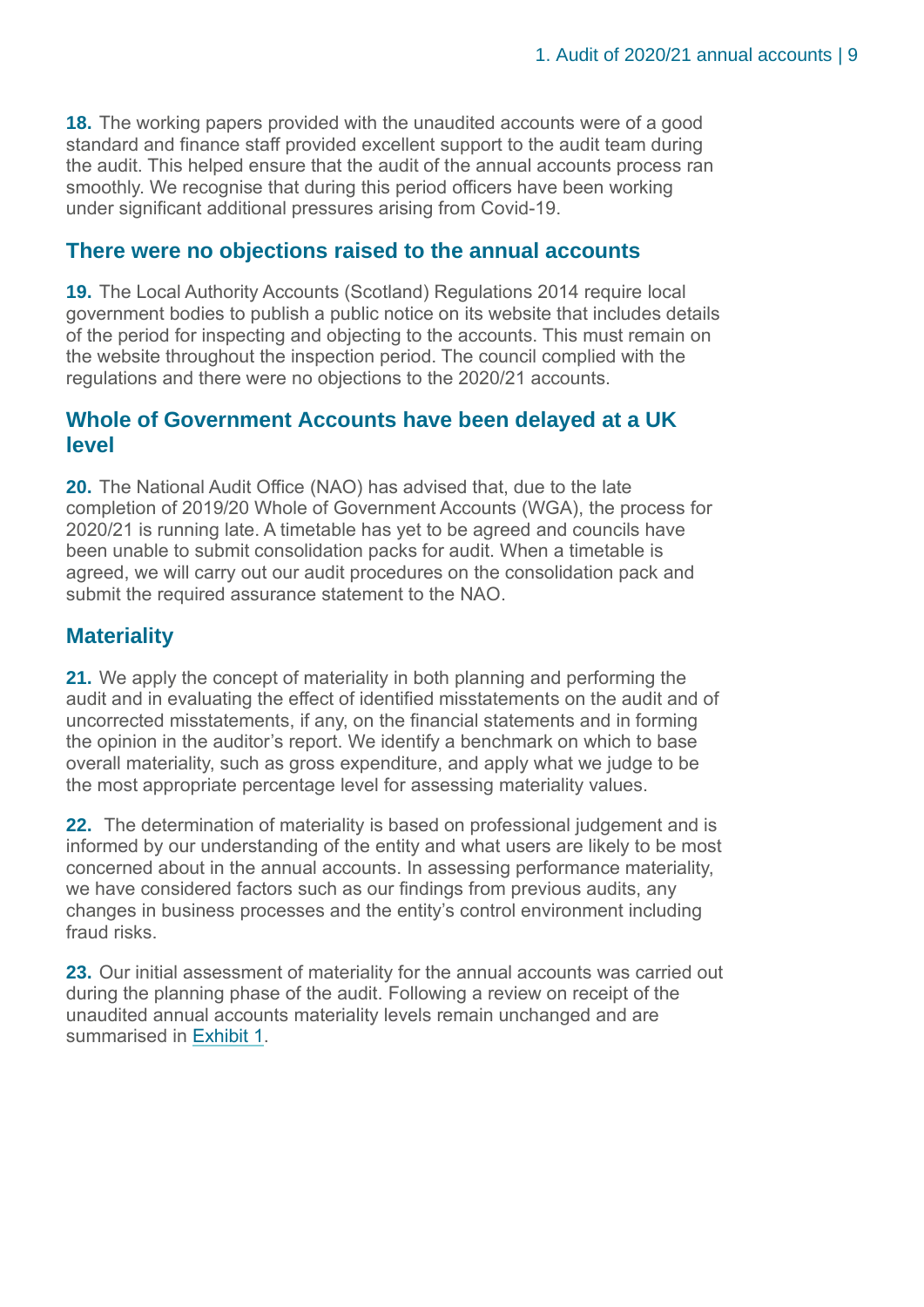**18.** The working papers provided with the unaudited accounts were of a good standard and finance staff provided excellent support to the audit team during the audit. This helped ensure that the audit of the annual accounts process ran smoothly. We recognise that during this period officers have been working under significant additional pressures arising from Covid-19.

## There were no objections raised to the annual accounts

**19.** The Local Authority Accounts (Scotland) Regulations 2014 require local government bodies to publish a public notice on its website that includes details of the period for inspecting and objecting to the accounts. This must remain on the website throughout the inspection period. The council complied with the regulations and there were no objections to the 2020/21 accounts.

## Whole of Government Accounts have been delayed at a UK level

**20.** The National Audit Office (NAO) has advised that, due to the late completion of 2019/20 Whole of Government Accounts (WGA), the process for 2020/21 is running late. A timetable has yet to be agreed and councils have been unable to submit consolidation packs for audit. When a timetable is agreed, we will carry out our audit procedures on the consolidation pack and submit the required assurance statement to the NAO.

## Materiality

**21.** We apply the concept of materiality in both planning and performing the audit and in evaluating the effect of identified misstatements on the audit and of uncorrected misstatements, if any, on the financial statements and in forming the opinion in the auditor's report. We identify a benchmark on which to base overall materiality, such as gross expenditure, and apply what we judge to be the most appropriate percentage level for assessing materiality values.

**22.** The determination of materiality is based on professional judgement and is informed by our understanding of the entity and what users are likely to be most concerned about in the annual accounts. In assessing performance materiality, we have considered factors such as our findings from previous audits, any changes in business processes and the entity's control environment including fraud risks.

**23.** Our initial assessment of materiality for the annual accounts was carried out during the planning phase of the audit. Following a review on receipt of the unaudited annual accounts materiality levels remain unchanged and are summarised in Exhibit 1.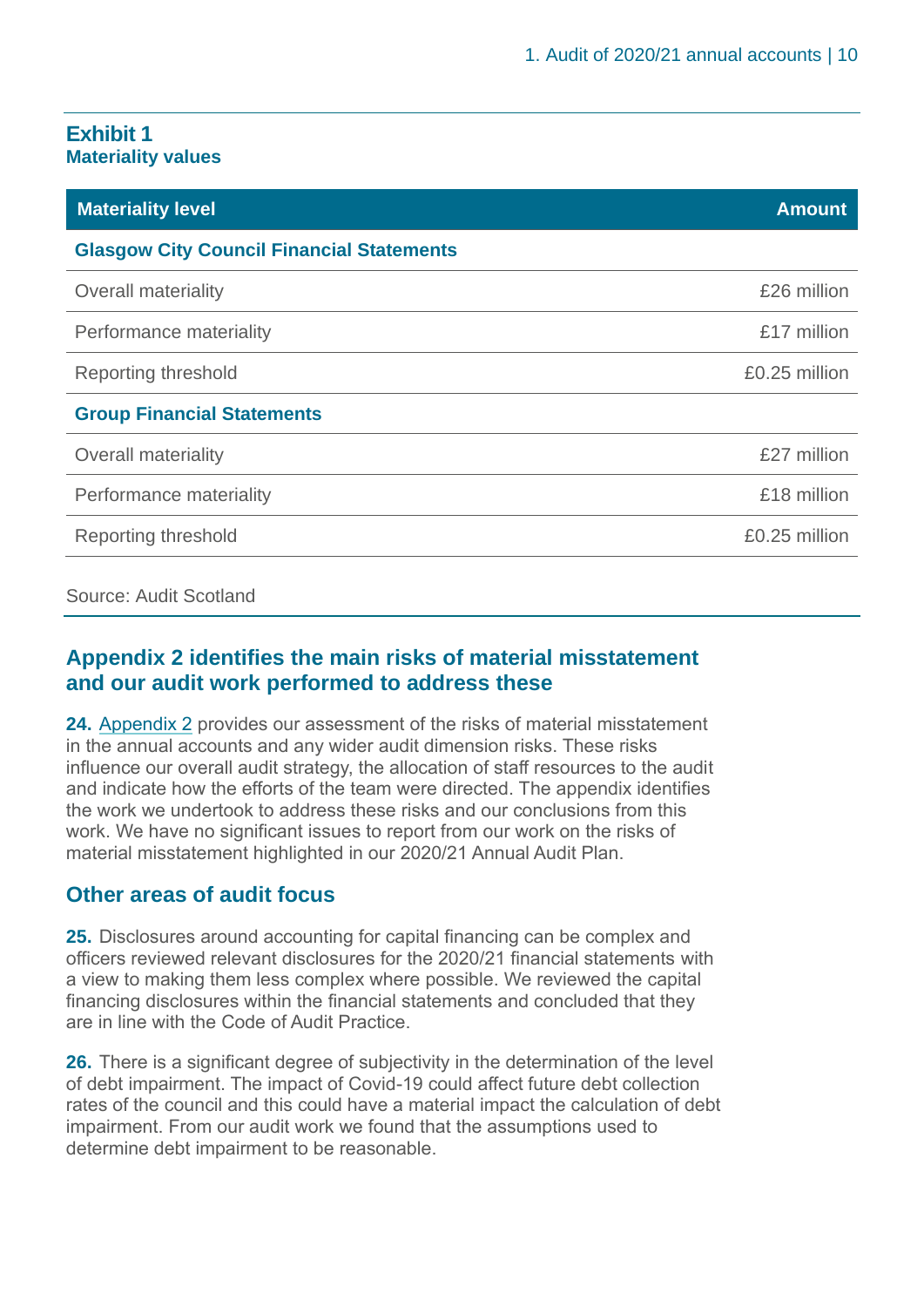**Exhibit 1**
**Materiality values**

| Materiality level | Amount |
|---|---|
| **Glasgow City Council Financial Statements** | |
| Overall materiality | £26 million |
| Performance materiality | £17 million |
| Reporting threshold | £0.25 million |
| **Group Financial Statements** | |
| Overall materiality | £27 million |
| Performance materiality | £18 million |
| Reporting threshold | £0.25 million |

Source: Audit Scotland

## Appendix 2 identifies the main risks of material misstatement and our audit work performed to address these

**24.** Appendix 2 provides our assessment of the risks of material misstatement in the annual accounts and any wider audit dimension risks. These risks influence our overall audit strategy, the allocation of staff resources to the audit and indicate how the efforts of the team were directed. The appendix identifies the work we undertook to address these risks and our conclusions from this work. We have no significant issues to report from our work on the risks of material misstatement highlighted in our 2020/21 Annual Audit Plan.

## Other areas of audit focus

**25.** Disclosures around accounting for capital financing can be complex and officers reviewed relevant disclosures for the 2020/21 financial statements with a view to making them less complex where possible. We reviewed the capital financing disclosures within the financial statements and concluded that they are in line with the Code of Audit Practice.

**26.** There is a significant degree of subjectivity in the determination of the level of debt impairment. The impact of Covid-19 could affect future debt collection rates of the council and this could have a material impact the calculation of debt impairment. From our audit work we found that the assumptions used to determine debt impairment to be reasonable.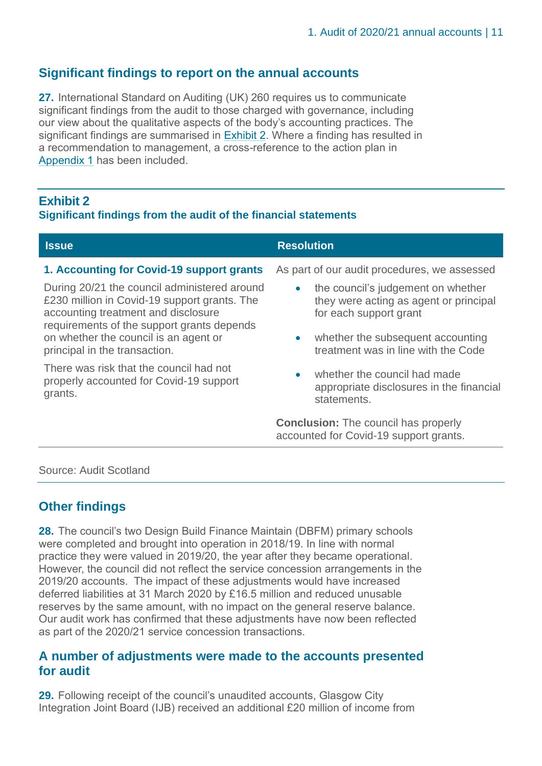## Significant findings to report on the annual accounts

**27.** International Standard on Auditing (UK) 260 requires us to communicate significant findings from the audit to those charged with governance, including our view about the qualitative aspects of the body's accounting practices. The significant findings are summarised in Exhibit 2. Where a finding has resulted in a recommendation to management, a cross-reference to the action plan in Appendix 1 has been included.

### Exhibit 2
**Significant findings from the audit of the financial statements**

| Issue | Resolution |
|---|---|
| **1. Accounting for Covid-19 support grants**<br><br>During 20/21 the council administered around £230 million in Covid-19 support grants. The accounting treatment and disclosure requirements of the support grants depends on whether the council is an agent or principal in the transaction.<br><br>There was risk that the council had not properly accounted for Covid-19 support grants. | As part of our audit procedures, we assessed<br><br>• the council's judgement on whether they were acting as agent or principal for each support grant<br><br>• whether the subsequent accounting treatment was in line with the Code<br><br>• whether the council had made appropriate disclosures in the financial statements.<br><br>**Conclusion:** The council has properly accounted for Covid-19 support grants. |

Source: Audit Scotland

## Other findings

**28.** The council's two Design Build Finance Maintain (DBFM) primary schools were completed and brought into operation in 2018/19. In line with normal practice they were valued in 2019/20, the year after they became operational. However, the council did not reflect the service concession arrangements in the 2019/20 accounts. The impact of these adjustments would have increased deferred liabilities at 31 March 2020 by £16.5 million and reduced unusable reserves by the same amount, with no impact on the general reserve balance. Our audit work has confirmed that these adjustments have now been reflected as part of the 2020/21 service concession transactions.

## A number of adjustments were made to the accounts presented for audit

**29.** Following receipt of the council's unaudited accounts, Glasgow City Integration Joint Board (IJB) received an additional £20 million of income from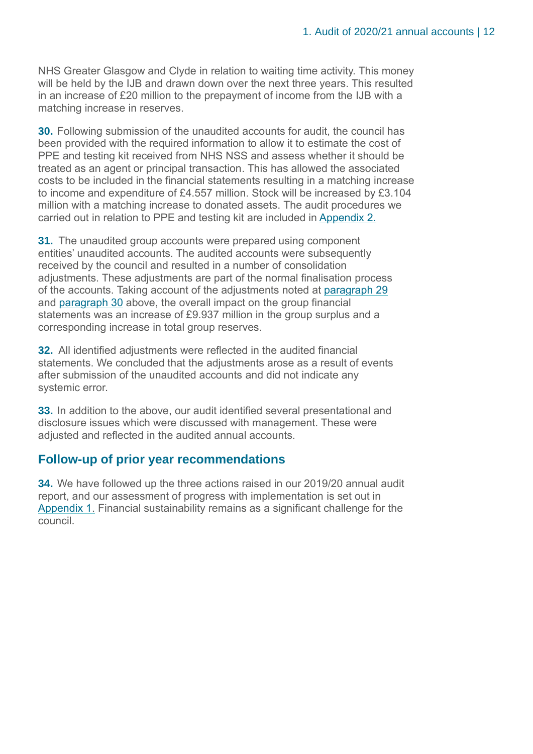NHS Greater Glasgow and Clyde in relation to waiting time activity. This money will be held by the IJB and drawn down over the next three years. This resulted in an increase of £20 million to the prepayment of income from the IJB with a matching increase in reserves.

**30.** Following submission of the unaudited accounts for audit, the council has been provided with the required information to allow it to estimate the cost of PPE and testing kit received from NHS NSS and assess whether it should be treated as an agent or principal transaction. This has allowed the associated costs to be included in the financial statements resulting in a matching increase to income and expenditure of £4.557 million. Stock will be increased by £3.104 million with a matching increase to donated assets. The audit procedures we carried out in relation to PPE and testing kit are included in Appendix 2.

**31.** The unaudited group accounts were prepared using component entities' unaudited accounts. The audited accounts were subsequently received by the council and resulted in a number of consolidation adjustments. These adjustments are part of the normal finalisation process of the accounts. Taking account of the adjustments noted at paragraph 29 and paragraph 30 above, the overall impact on the group financial statements was an increase of £9.937 million in the group surplus and a corresponding increase in total group reserves.

**32.** All identified adjustments were reflected in the audited financial statements. We concluded that the adjustments arose as a result of events after submission of the unaudited accounts and did not indicate any systemic error.

**33.** In addition to the above, our audit identified several presentational and disclosure issues which were discussed with management. These were adjusted and reflected in the audited annual accounts.

## Follow-up of prior year recommendations

**34.** We have followed up the three actions raised in our 2019/20 annual audit report, and our assessment of progress with implementation is set out in Appendix 1. Financial sustainability remains as a significant challenge for the council.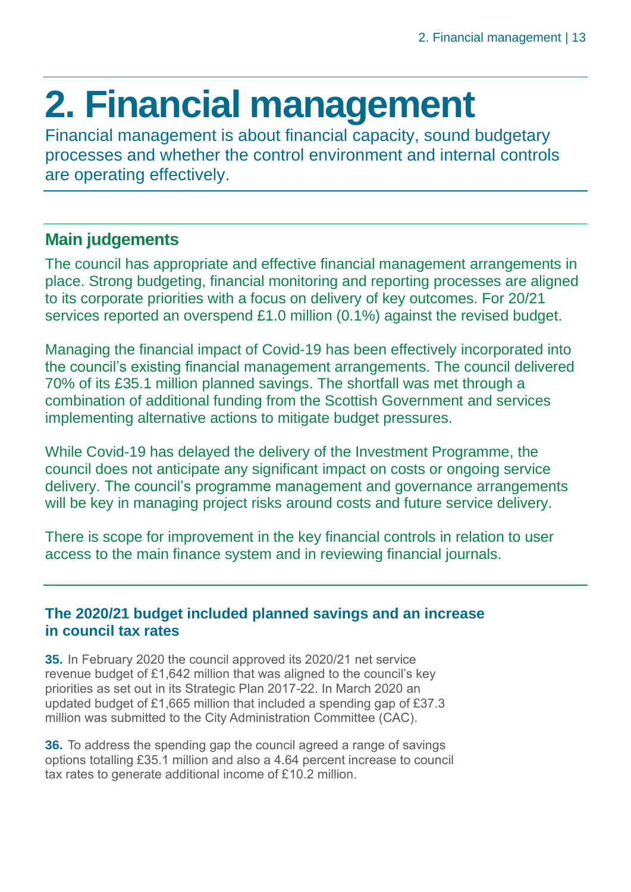# 2. Financial management

Financial management is about financial capacity, sound budgetary processes and whether the control environment and internal controls are operating effectively.

## Main judgements

The council has appropriate and effective financial management arrangements in place. Strong budgeting, financial monitoring and reporting processes are aligned to its corporate priorities with a focus on delivery of key outcomes. For 20/21 services reported an overspend £1.0 million (0.1%) against the revised budget.

Managing the financial impact of Covid-19 has been effectively incorporated into the council's existing financial management arrangements. The council delivered 70% of its £35.1 million planned savings. The shortfall was met through a combination of additional funding from the Scottish Government and services implementing alternative actions to mitigate budget pressures.

While Covid-19 has delayed the delivery of the Investment Programme, the council does not anticipate any significant impact on costs or ongoing service delivery. The council's programme management and governance arrangements will be key in managing project risks around costs and future service delivery.

There is scope for improvement in the key financial controls in relation to user access to the main finance system and in reviewing financial journals.

### The 2020/21 budget included planned savings and an increase in council tax rates

**35.** In February 2020 the council approved its 2020/21 net service revenue budget of £1,642 million that was aligned to the council's key priorities as set out in its Strategic Plan 2017-22. In March 2020 an updated budget of £1,665 million that included a spending gap of £37.3 million was submitted to the City Administration Committee (CAC).

**36.** To address the spending gap the council agreed a range of savings options totalling £35.1 million and also a 4.64 percent increase to council tax rates to generate additional income of £10.2 million.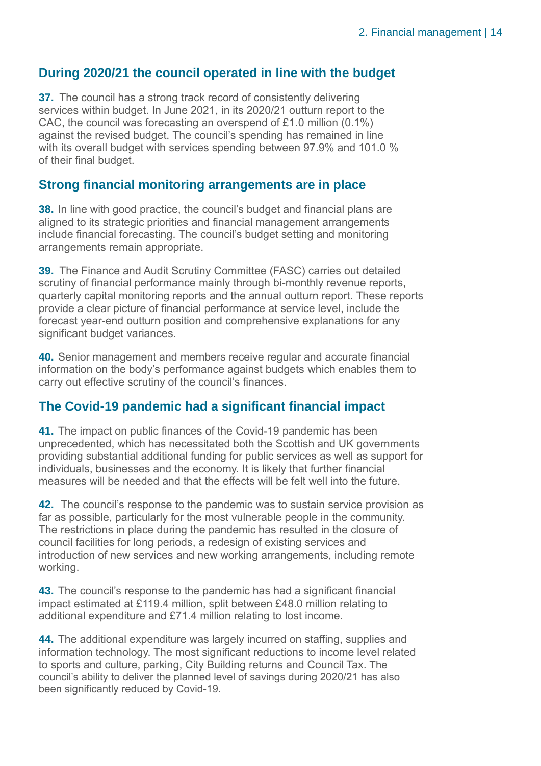## During 2020/21 the council operated in line with the budget

**37.** The council has a strong track record of consistently delivering services within budget. In June 2021, in its 2020/21 outturn report to the CAC, the council was forecasting an overspend of £1.0 million (0.1%) against the revised budget. The council's spending has remained in line with its overall budget with services spending between 97.9% and 101.0 % of their final budget.

## Strong financial monitoring arrangements are in place

**38.** In line with good practice, the council's budget and financial plans are aligned to its strategic priorities and financial management arrangements include financial forecasting. The council's budget setting and monitoring arrangements remain appropriate.

**39.** The Finance and Audit Scrutiny Committee (FASC) carries out detailed scrutiny of financial performance mainly through bi-monthly revenue reports, quarterly capital monitoring reports and the annual outturn report. These reports provide a clear picture of financial performance at service level, include the forecast year-end outturn position and comprehensive explanations for any significant budget variances.

**40.** Senior management and members receive regular and accurate financial information on the body's performance against budgets which enables them to carry out effective scrutiny of the council's finances.

## The Covid-19 pandemic had a significant financial impact

**41.** The impact on public finances of the Covid-19 pandemic has been unprecedented, which has necessitated both the Scottish and UK governments providing substantial additional funding for public services as well as support for individuals, businesses and the economy. It is likely that further financial measures will be needed and that the effects will be felt well into the future.

**42.** The council's response to the pandemic was to sustain service provision as far as possible, particularly for the most vulnerable people in the community. The restrictions in place during the pandemic has resulted in the closure of council facilities for long periods, a redesign of existing services and introduction of new services and new working arrangements, including remote working.

**43.** The council's response to the pandemic has had a significant financial impact estimated at £119.4 million, split between £48.0 million relating to additional expenditure and £71.4 million relating to lost income.

**44.** The additional expenditure was largely incurred on staffing, supplies and information technology. The most significant reductions to income level related to sports and culture, parking, City Building returns and Council Tax. The council's ability to deliver the planned level of savings during 2020/21 has also been significantly reduced by Covid-19.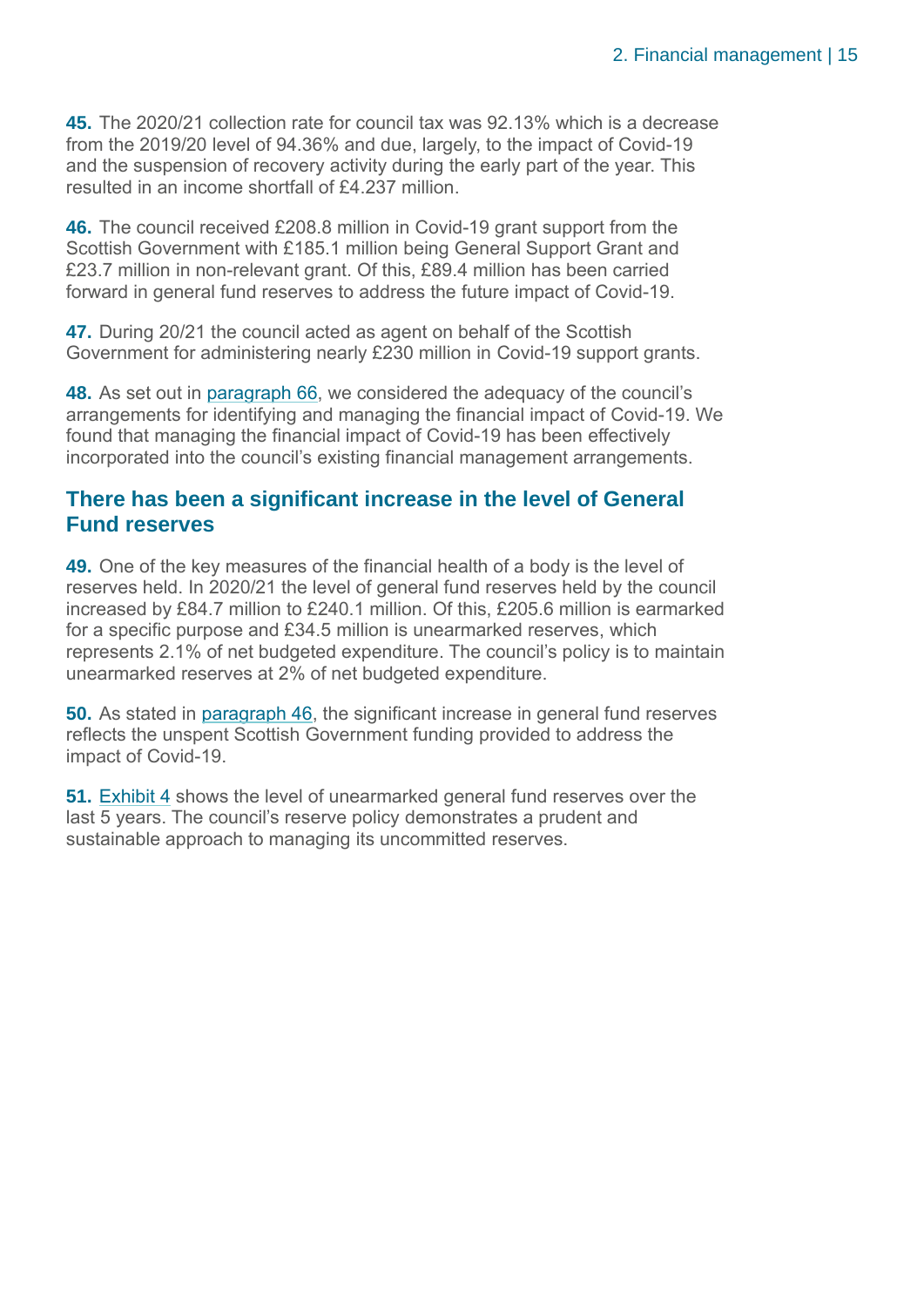**45.** The 2020/21 collection rate for council tax was 92.13% which is a decrease from the 2019/20 level of 94.36% and due, largely, to the impact of Covid-19 and the suspension of recovery activity during the early part of the year. This resulted in an income shortfall of £4.237 million.

**46.** The council received £208.8 million in Covid-19 grant support from the Scottish Government with £185.1 million being General Support Grant and £23.7 million in non-relevant grant. Of this, £89.4 million has been carried forward in general fund reserves to address the future impact of Covid-19.

**47.** During 20/21 the council acted as agent on behalf of the Scottish Government for administering nearly £230 million in Covid-19 support grants.

**48.** As set out in paragraph 66, we considered the adequacy of the council's arrangements for identifying and managing the financial impact of Covid-19. We found that managing the financial impact of Covid-19 has been effectively incorporated into the council's existing financial management arrangements.

## There has been a significant increase in the level of General Fund reserves

**49.** One of the key measures of the financial health of a body is the level of reserves held. In 2020/21 the level of general fund reserves held by the council increased by £84.7 million to £240.1 million. Of this, £205.6 million is earmarked for a specific purpose and £34.5 million is unearmarked reserves, which represents 2.1% of net budgeted expenditure. The council's policy is to maintain unearmarked reserves at 2% of net budgeted expenditure.

**50.** As stated in paragraph 46, the significant increase in general fund reserves reflects the unspent Scottish Government funding provided to address the impact of Covid-19.

**51.** Exhibit 4 shows the level of unearmarked general fund reserves over the last 5 years. The council's reserve policy demonstrates a prudent and sustainable approach to managing its uncommitted reserves.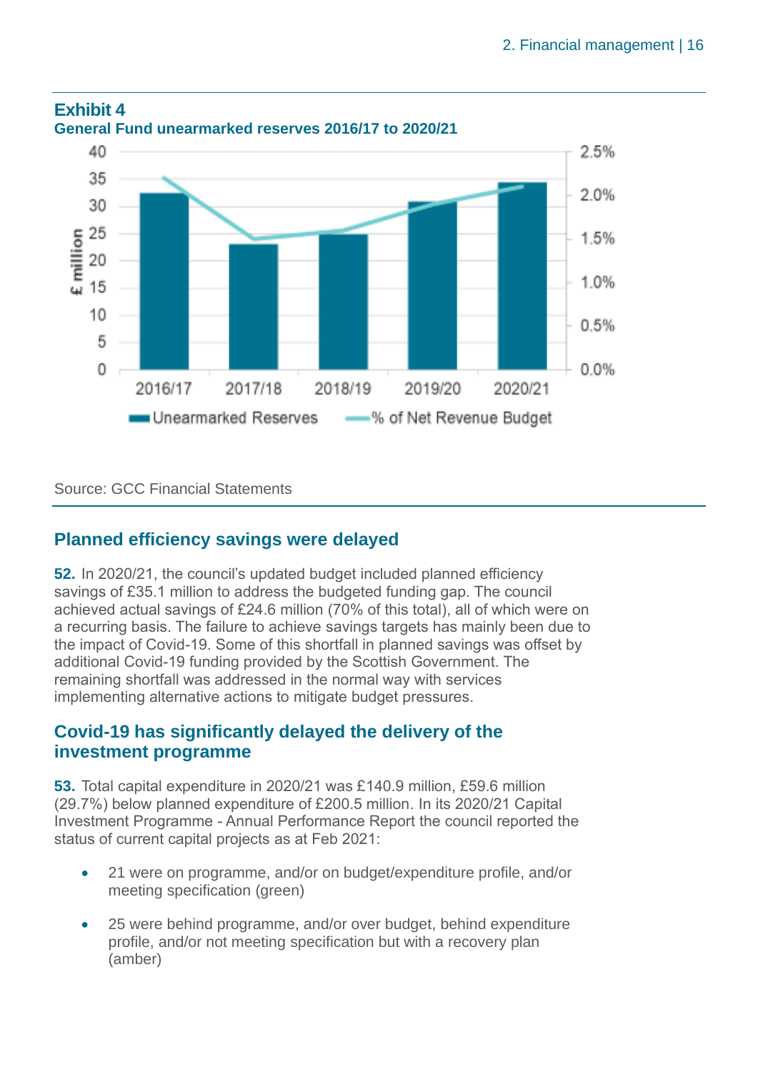**Exhibit 4**
**General Fund unearmarked reserves 2016/17 to 2020/21**

Source: GCC Financial Statements

## Planned efficiency savings were delayed

**52.** In 2020/21, the council's updated budget included planned efficiency savings of £35.1 million to address the budgeted funding gap. The council achieved actual savings of £24.6 million (70% of this total), all of which were on a recurring basis. The failure to achieve savings targets has mainly been due to the impact of Covid-19. Some of this shortfall in planned savings was offset by additional Covid-19 funding provided by the Scottish Government. The remaining shortfall was addressed in the normal way with services implementing alternative actions to mitigate budget pressures.

## Covid-19 has significantly delayed the delivery of the investment programme

**53.** Total capital expenditure in 2020/21 was £140.9 million, £59.6 million (29.7%) below planned expenditure of £200.5 million. In its 2020/21 Capital Investment Programme - Annual Performance Report the council reported the status of current capital projects as at Feb 2021:

- 21 were on programme, and/or on budget/expenditure profile, and/or meeting specification (green)
- 25 were behind programme, and/or over budget, behind expenditure profile, and/or not meeting specification but with a recovery plan (amber)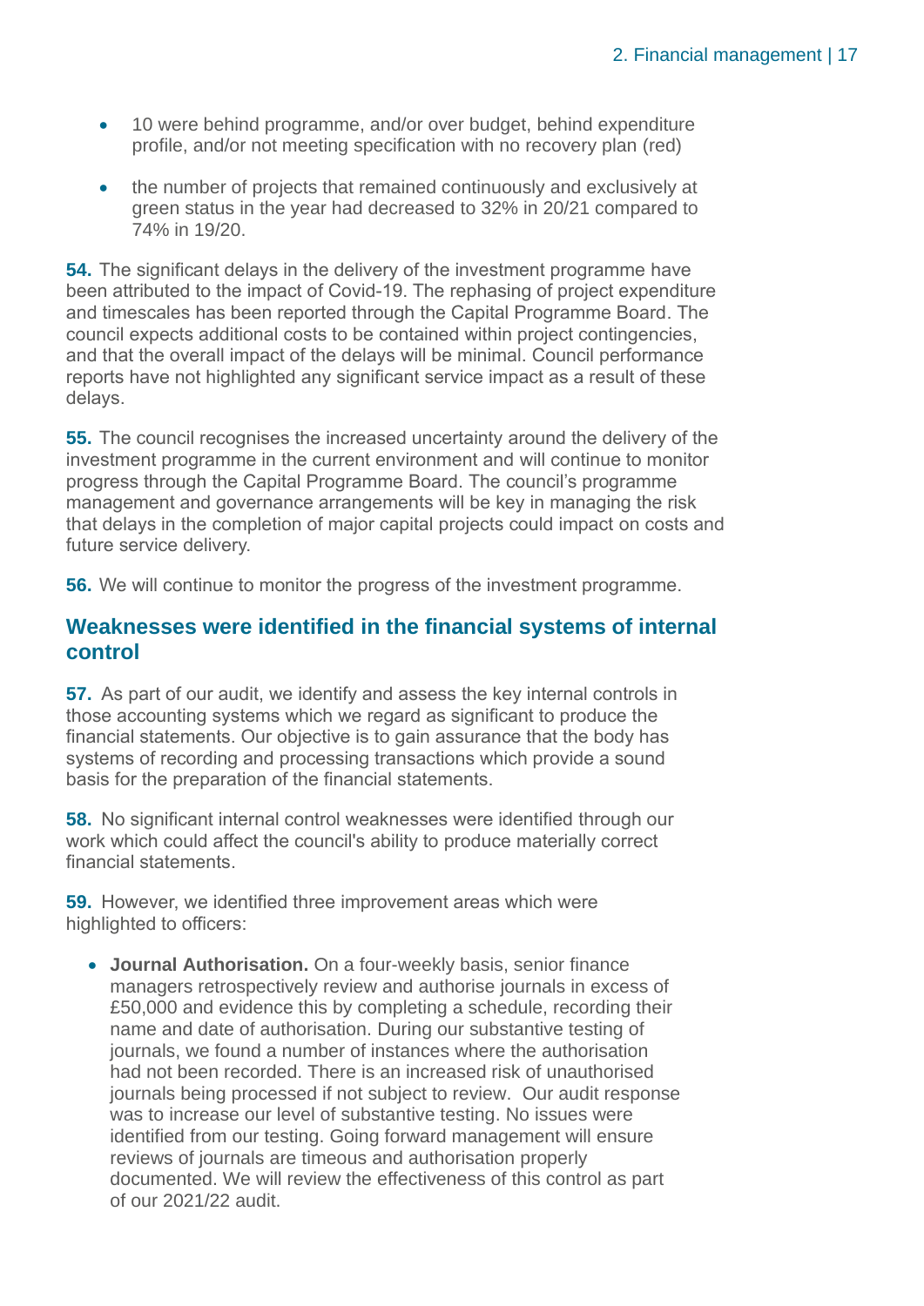- 10 were behind programme, and/or over budget, behind expenditure profile, and/or not meeting specification with no recovery plan (red)
- the number of projects that remained continuously and exclusively at green status in the year had decreased to 32% in 20/21 compared to 74% in 19/20.

**54.** The significant delays in the delivery of the investment programme have been attributed to the impact of Covid-19. The rephasing of project expenditure and timescales has been reported through the Capital Programme Board. The council expects additional costs to be contained within project contingencies, and that the overall impact of the delays will be minimal. Council performance reports have not highlighted any significant service impact as a result of these delays.

**55.** The council recognises the increased uncertainty around the delivery of the investment programme in the current environment and will continue to monitor progress through the Capital Programme Board. The council's programme management and governance arrangements will be key in managing the risk that delays in the completion of major capital projects could impact on costs and future service delivery.

**56.** We will continue to monitor the progress of the investment programme.

## Weaknesses were identified in the financial systems of internal control

**57.** As part of our audit, we identify and assess the key internal controls in those accounting systems which we regard as significant to produce the financial statements. Our objective is to gain assurance that the body has systems of recording and processing transactions which provide a sound basis for the preparation of the financial statements.

**58.** No significant internal control weaknesses were identified through our work which could affect the council's ability to produce materially correct financial statements.

**59.** However, we identified three improvement areas which were highlighted to officers:

- **Journal Authorisation.** On a four-weekly basis, senior finance managers retrospectively review and authorise journals in excess of £50,000 and evidence this by completing a schedule, recording their name and date of authorisation. During our substantive testing of journals, we found a number of instances where the authorisation had not been recorded. There is an increased risk of unauthorised journals being processed if not subject to review. Our audit response was to increase our level of substantive testing. No issues were identified from our testing. Going forward management will ensure reviews of journals are timeous and authorisation properly documented. We will review the effectiveness of this control as part of our 2021/22 audit.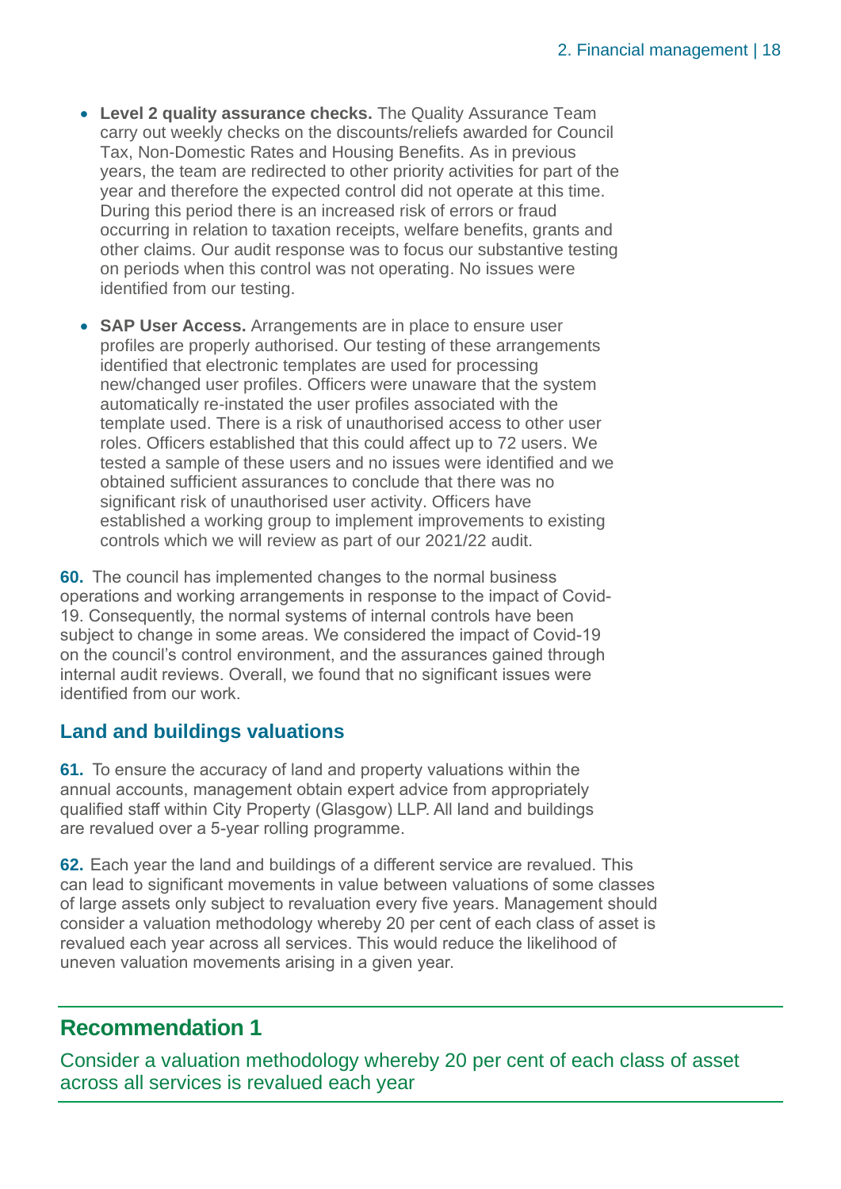- **Level 2 quality assurance checks.** The Quality Assurance Team carry out weekly checks on the discounts/reliefs awarded for Council Tax, Non-Domestic Rates and Housing Benefits. As in previous years, the team are redirected to other priority activities for part of the year and therefore the expected control did not operate at this time. During this period there is an increased risk of errors or fraud occurring in relation to taxation receipts, welfare benefits, grants and other claims. Our audit response was to focus our substantive testing on periods when this control was not operating. No issues were identified from our testing.

- **SAP User Access.** Arrangements are in place to ensure user profiles are properly authorised. Our testing of these arrangements identified that electronic templates are used for processing new/changed user profiles. Officers were unaware that the system automatically re-instated the user profiles associated with the template used. There is a risk of unauthorised access to other user roles. Officers established that this could affect up to 72 users. We tested a sample of these users and no issues were identified and we obtained sufficient assurances to conclude that there was no significant risk of unauthorised user activity. Officers have established a working group to implement improvements to existing controls which we will review as part of our 2021/22 audit.

**60.** The council has implemented changes to the normal business operations and working arrangements in response to the impact of Covid-19. Consequently, the normal systems of internal controls have been subject to change in some areas. We considered the impact of Covid-19 on the council's control environment, and the assurances gained through internal audit reviews. Overall, we found that no significant issues were identified from our work.

## Land and buildings valuations

**61.** To ensure the accuracy of land and property valuations within the annual accounts, management obtain expert advice from appropriately qualified staff within City Property (Glasgow) LLP. All land and buildings are revalued over a 5-year rolling programme.

**62.** Each year the land and buildings of a different service are revalued. This can lead to significant movements in value between valuations of some classes of large assets only subject to revaluation every five years. Management should consider a valuation methodology whereby 20 per cent of each class of asset is revalued each year across all services. This would reduce the likelihood of uneven valuation movements arising in a given year.

## Recommendation 1

Consider a valuation methodology whereby 20 per cent of each class of asset across all services is revalued each year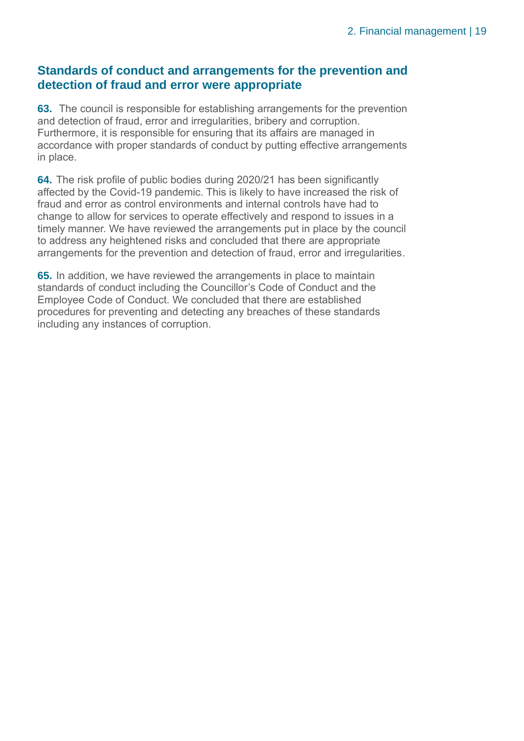## Standards of conduct and arrangements for the prevention and detection of fraud and error were appropriate

**63.** The council is responsible for establishing arrangements for the prevention and detection of fraud, error and irregularities, bribery and corruption. Furthermore, it is responsible for ensuring that its affairs are managed in accordance with proper standards of conduct by putting effective arrangements in place.

**64.** The risk profile of public bodies during 2020/21 has been significantly affected by the Covid-19 pandemic. This is likely to have increased the risk of fraud and error as control environments and internal controls have had to change to allow for services to operate effectively and respond to issues in a timely manner. We have reviewed the arrangements put in place by the council to address any heightened risks and concluded that there are appropriate arrangements for the prevention and detection of fraud, error and irregularities.

**65.** In addition, we have reviewed the arrangements in place to maintain standards of conduct including the Councillor's Code of Conduct and the Employee Code of Conduct. We concluded that there are established procedures for preventing and detecting any breaches of these standards including any instances of corruption.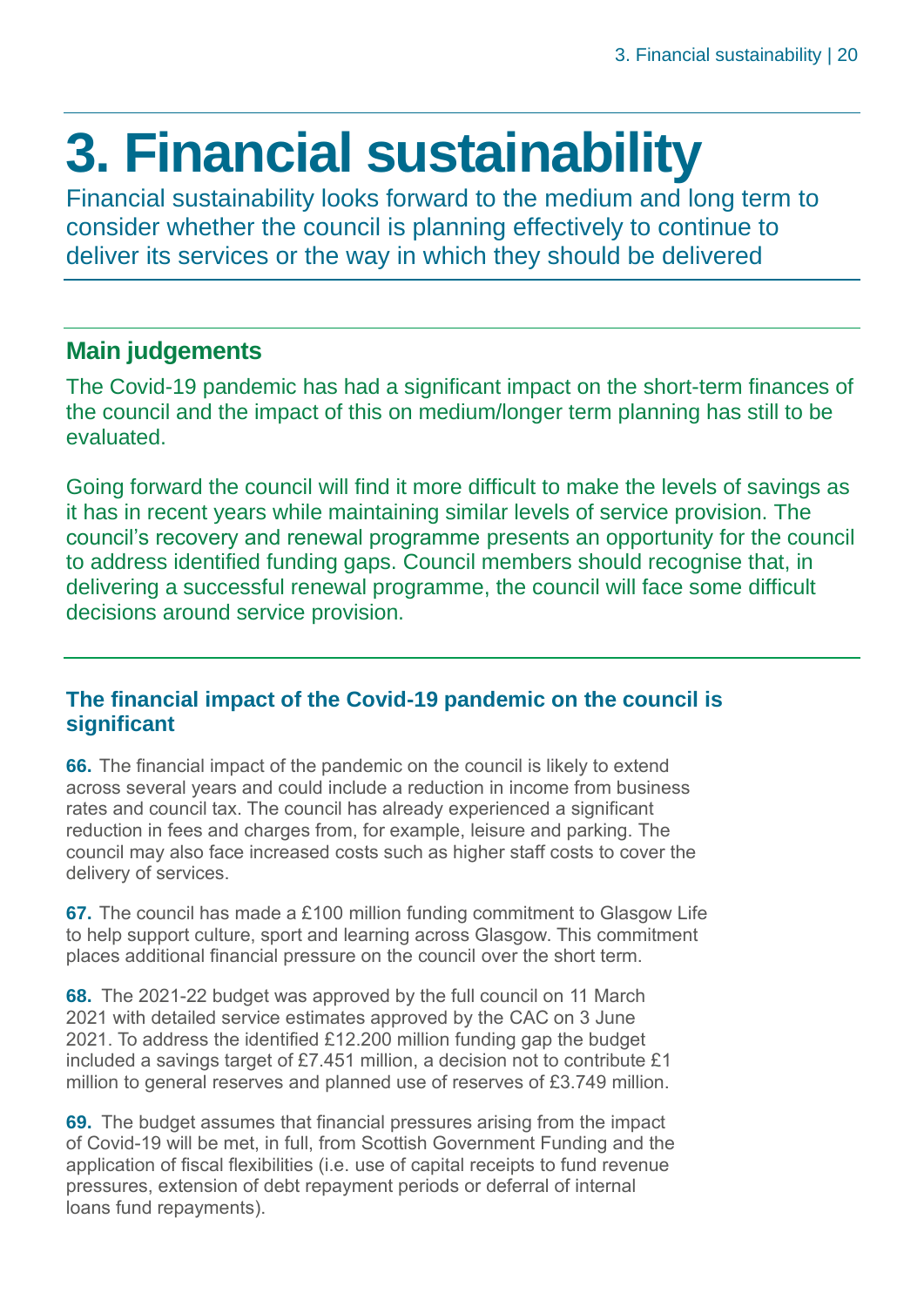# 3. Financial sustainability

Financial sustainability looks forward to the medium and long term to consider whether the council is planning effectively to continue to deliver its services or the way in which they should be delivered

## Main judgements

The Covid-19 pandemic has had a significant impact on the short-term finances of the council and the impact of this on medium/longer term planning has still to be evaluated.

Going forward the council will find it more difficult to make the levels of savings as it has in recent years while maintaining similar levels of service provision. The council's recovery and renewal programme presents an opportunity for the council to address identified funding gaps. Council members should recognise that, in delivering a successful renewal programme, the council will face some difficult decisions around service provision.

### The financial impact of the Covid-19 pandemic on the council is significant

**66.** The financial impact of the pandemic on the council is likely to extend across several years and could include a reduction in income from business rates and council tax. The council has already experienced a significant reduction in fees and charges from, for example, leisure and parking. The council may also face increased costs such as higher staff costs to cover the delivery of services.

**67.** The council has made a £100 million funding commitment to Glasgow Life to help support culture, sport and learning across Glasgow. This commitment places additional financial pressure on the council over the short term.

**68.** The 2021-22 budget was approved by the full council on 11 March 2021 with detailed service estimates approved by the CAC on 3 June 2021. To address the identified £12.200 million funding gap the budget included a savings target of £7.451 million, a decision not to contribute £1 million to general reserves and planned use of reserves of £3.749 million.

**69.** The budget assumes that financial pressures arising from the impact of Covid-19 will be met, in full, from Scottish Government Funding and the application of fiscal flexibilities (i.e. use of capital receipts to fund revenue pressures, extension of debt repayment periods or deferral of internal loans fund repayments).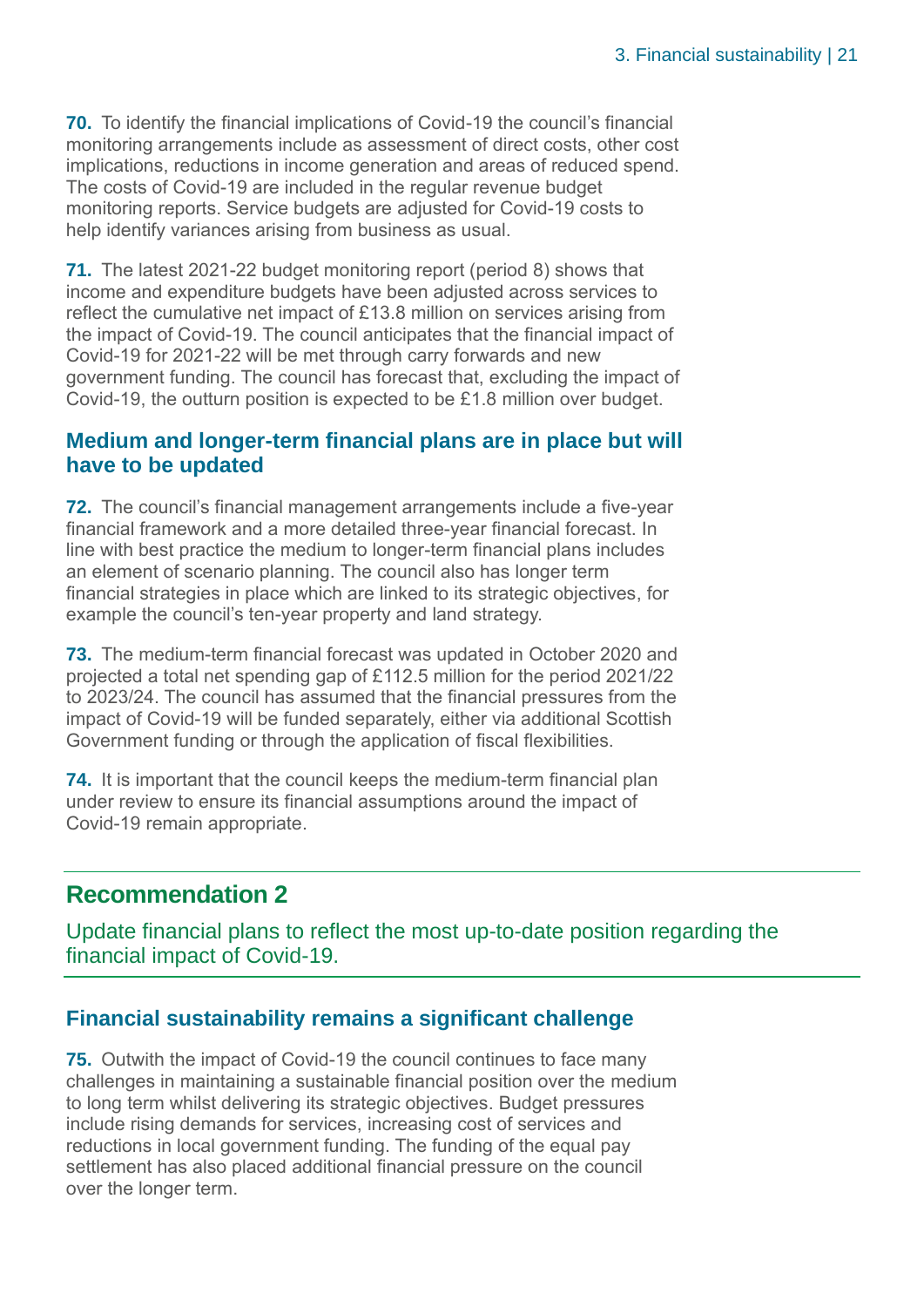**70.** To identify the financial implications of Covid-19 the council's financial monitoring arrangements include as assessment of direct costs, other cost implications, reductions in income generation and areas of reduced spend. The costs of Covid-19 are included in the regular revenue budget monitoring reports. Service budgets are adjusted for Covid-19 costs to help identify variances arising from business as usual.

**71.** The latest 2021-22 budget monitoring report (period 8) shows that income and expenditure budgets have been adjusted across services to reflect the cumulative net impact of £13.8 million on services arising from the impact of Covid-19. The council anticipates that the financial impact of Covid-19 for 2021-22 will be met through carry forwards and new government funding. The council has forecast that, excluding the impact of Covid-19, the outturn position is expected to be £1.8 million over budget.

### Medium and longer-term financial plans are in place but will have to be updated

**72.** The council's financial management arrangements include a five-year financial framework and a more detailed three-year financial forecast. In line with best practice the medium to longer-term financial plans includes an element of scenario planning. The council also has longer term financial strategies in place which are linked to its strategic objectives, for example the council's ten-year property and land strategy.

**73.** The medium-term financial forecast was updated in October 2020 and projected a total net spending gap of £112.5 million for the period 2021/22 to 2023/24. The council has assumed that the financial pressures from the impact of Covid-19 will be funded separately, either via additional Scottish Government funding or through the application of fiscal flexibilities.

**74.** It is important that the council keeps the medium-term financial plan under review to ensure its financial assumptions around the impact of Covid-19 remain appropriate.

## Recommendation 2

Update financial plans to reflect the most up-to-date position regarding the financial impact of Covid-19.

### Financial sustainability remains a significant challenge

**75.** Outwith the impact of Covid-19 the council continues to face many challenges in maintaining a sustainable financial position over the medium to long term whilst delivering its strategic objectives. Budget pressures include rising demands for services, increasing cost of services and reductions in local government funding. The funding of the equal pay settlement has also placed additional financial pressure on the council over the longer term.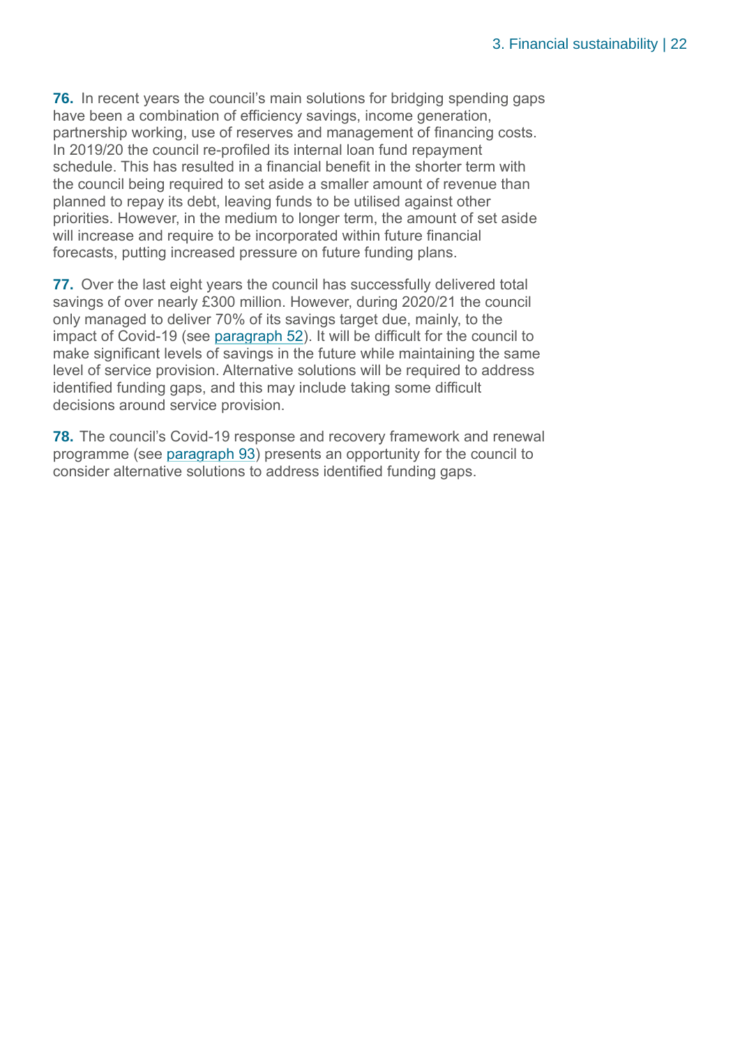**76.** In recent years the council's main solutions for bridging spending gaps have been a combination of efficiency savings, income generation, partnership working, use of reserves and management of financing costs. In 2019/20 the council re-profiled its internal loan fund repayment schedule. This has resulted in a financial benefit in the shorter term with the council being required to set aside a smaller amount of revenue than planned to repay its debt, leaving funds to be utilised against other priorities. However, in the medium to longer term, the amount of set aside will increase and require to be incorporated within future financial forecasts, putting increased pressure on future funding plans.

**77.** Over the last eight years the council has successfully delivered total savings of over nearly £300 million. However, during 2020/21 the council only managed to deliver 70% of its savings target due, mainly, to the impact of Covid-19 (see paragraph 52). It will be difficult for the council to make significant levels of savings in the future while maintaining the same level of service provision. Alternative solutions will be required to address identified funding gaps, and this may include taking some difficult decisions around service provision.

**78.** The council's Covid-19 response and recovery framework and renewal programme (see paragraph 93) presents an opportunity for the council to consider alternative solutions to address identified funding gaps.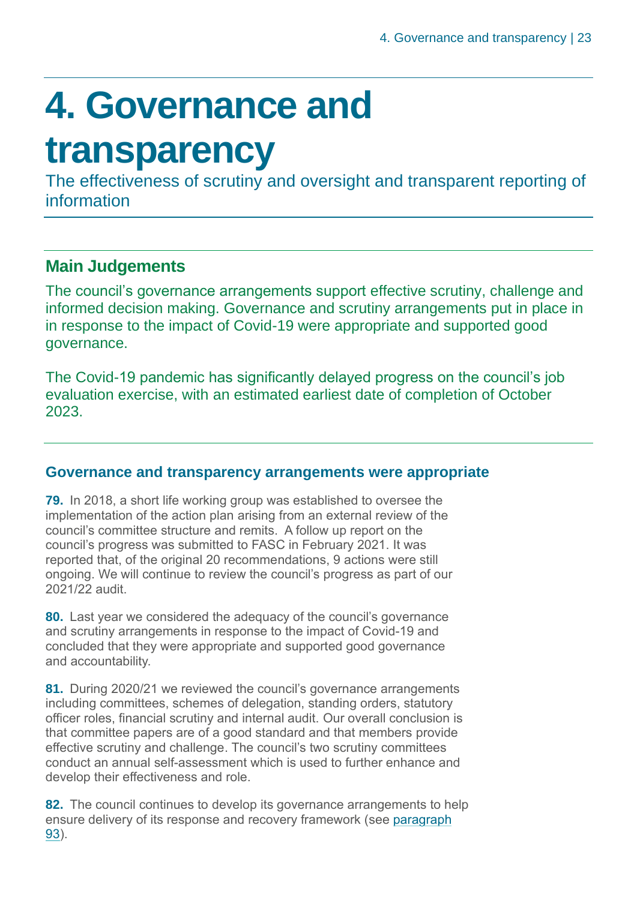# 4. Governance and transparency

The effectiveness of scrutiny and oversight and transparent reporting of information

## Main Judgements

The council's governance arrangements support effective scrutiny, challenge and informed decision making. Governance and scrutiny arrangements put in place in in response to the impact of Covid-19 were appropriate and supported good governance.

The Covid-19 pandemic has significantly delayed progress on the council's job evaluation exercise, with an estimated earliest date of completion of October 2023.

### Governance and transparency arrangements were appropriate

**79.** In 2018, a short life working group was established to oversee the implementation of the action plan arising from an external review of the council's committee structure and remits. A follow up report on the council's progress was submitted to FASC in February 2021. It was reported that, of the original 20 recommendations, 9 actions were still ongoing. We will continue to review the council's progress as part of our 2021/22 audit.

**80.** Last year we considered the adequacy of the council's governance and scrutiny arrangements in response to the impact of Covid-19 and concluded that they were appropriate and supported good governance and accountability.

**81.** During 2020/21 we reviewed the council's governance arrangements including committees, schemes of delegation, standing orders, statutory officer roles, financial scrutiny and internal audit. Our overall conclusion is that committee papers are of a good standard and that members provide effective scrutiny and challenge. The council's two scrutiny committees conduct an annual self-assessment which is used to further enhance and develop their effectiveness and role.

**82.** The council continues to develop its governance arrangements to help ensure delivery of its response and recovery framework (see paragraph 93).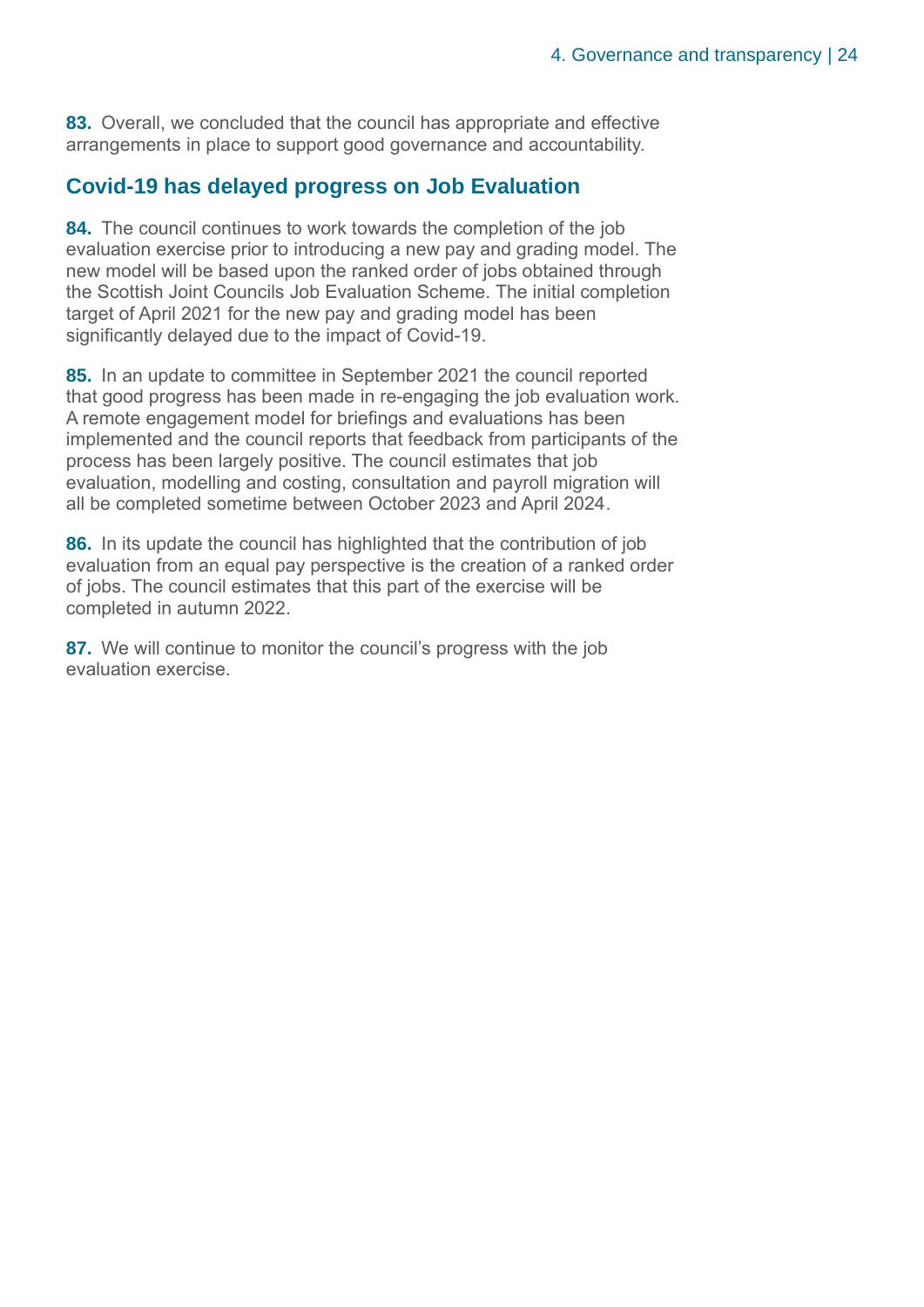**83.** Overall, we concluded that the council has appropriate and effective arrangements in place to support good governance and accountability.

## Covid-19 has delayed progress on Job Evaluation

**84.** The council continues to work towards the completion of the job evaluation exercise prior to introducing a new pay and grading model. The new model will be based upon the ranked order of jobs obtained through the Scottish Joint Councils Job Evaluation Scheme. The initial completion target of April 2021 for the new pay and grading model has been significantly delayed due to the impact of Covid-19.

**85.** In an update to committee in September 2021 the council reported that good progress has been made in re-engaging the job evaluation work. A remote engagement model for briefings and evaluations has been implemented and the council reports that feedback from participants of the process has been largely positive. The council estimates that job evaluation, modelling and costing, consultation and payroll migration will all be completed sometime between October 2023 and April 2024.

**86.** In its update the council has highlighted that the contribution of job evaluation from an equal pay perspective is the creation of a ranked order of jobs. The council estimates that this part of the exercise will be completed in autumn 2022.

**87.** We will continue to monitor the council's progress with the job evaluation exercise.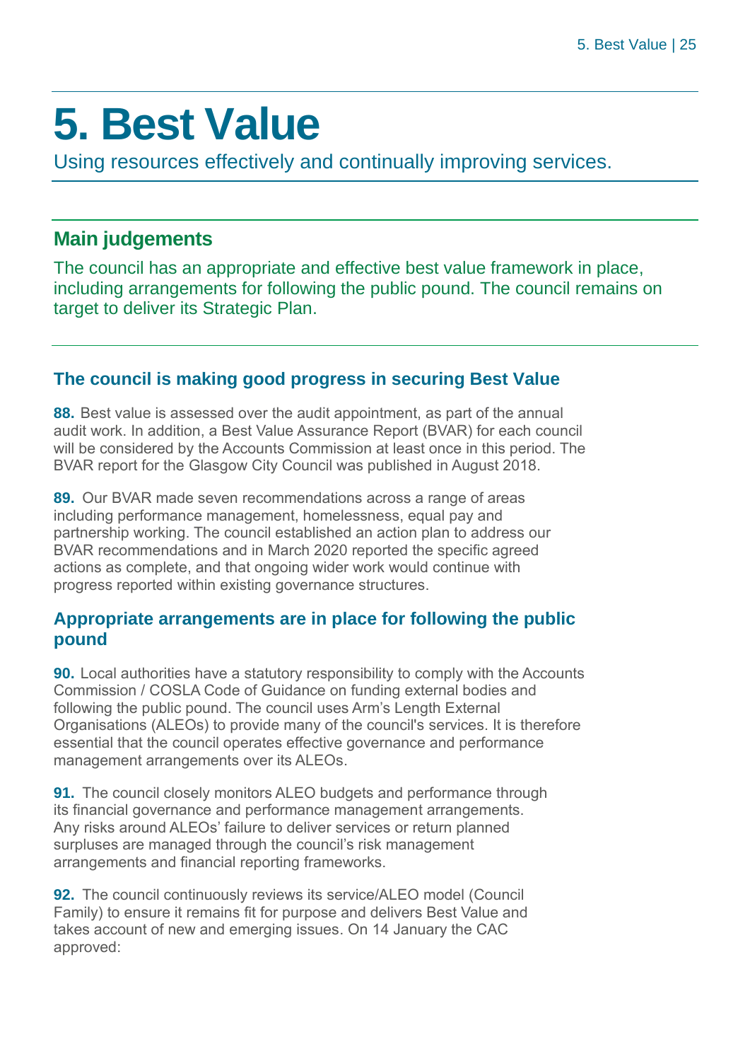# 5. Best Value

Using resources effectively and continually improving services.

## Main judgements

The council has an appropriate and effective best value framework in place, including arrangements for following the public pound. The council remains on target to deliver its Strategic Plan.

### The council is making good progress in securing Best Value

**88.** Best value is assessed over the audit appointment, as part of the annual audit work. In addition, a Best Value Assurance Report (BVAR) for each council will be considered by the Accounts Commission at least once in this period. The BVAR report for the Glasgow City Council was published in August 2018.

**89.** Our BVAR made seven recommendations across a range of areas including performance management, homelessness, equal pay and partnership working. The council established an action plan to address our BVAR recommendations and in March 2020 reported the specific agreed actions as complete, and that ongoing wider work would continue with progress reported within existing governance structures.

### Appropriate arrangements are in place for following the public pound

**90.** Local authorities have a statutory responsibility to comply with the Accounts Commission / COSLA Code of Guidance on funding external bodies and following the public pound. The council uses Arm's Length External Organisations (ALEOs) to provide many of the council's services. It is therefore essential that the council operates effective governance and performance management arrangements over its ALEOs.

**91.** The council closely monitors ALEO budgets and performance through its financial governance and performance management arrangements. Any risks around ALEOs' failure to deliver services or return planned surpluses are managed through the council's risk management arrangements and financial reporting frameworks.

**92.** The council continuously reviews its service/ALEO model (Council Family) to ensure it remains fit for purpose and delivers Best Value and takes account of new and emerging issues. On 14 January the CAC approved: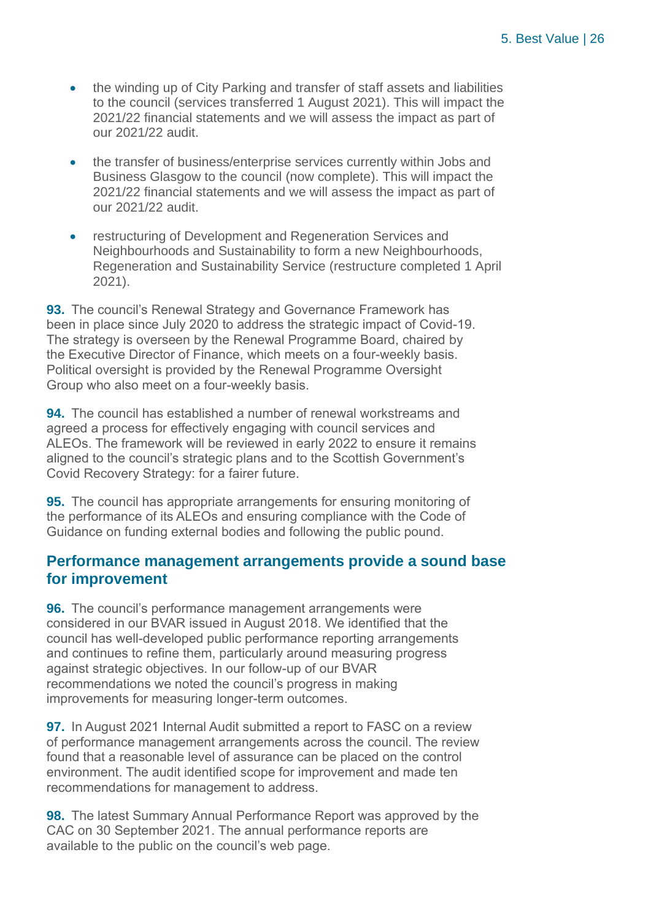- the winding up of City Parking and transfer of staff assets and liabilities to the council (services transferred 1 August 2021). This will impact the 2021/22 financial statements and we will assess the impact as part of our 2021/22 audit.
- the transfer of business/enterprise services currently within Jobs and Business Glasgow to the council (now complete). This will impact the 2021/22 financial statements and we will assess the impact as part of our 2021/22 audit.
- restructuring of Development and Regeneration Services and Neighbourhoods and Sustainability to form a new Neighbourhoods, Regeneration and Sustainability Service (restructure completed 1 April 2021).

**93.** The council's Renewal Strategy and Governance Framework has been in place since July 2020 to address the strategic impact of Covid-19. The strategy is overseen by the Renewal Programme Board, chaired by the Executive Director of Finance, which meets on a four-weekly basis. Political oversight is provided by the Renewal Programme Oversight Group who also meet on a four-weekly basis.

**94.** The council has established a number of renewal workstreams and agreed a process for effectively engaging with council services and ALEOs. The framework will be reviewed in early 2022 to ensure it remains aligned to the council's strategic plans and to the Scottish Government's Covid Recovery Strategy: for a fairer future.

**95.** The council has appropriate arrangements for ensuring monitoring of the performance of its ALEOs and ensuring compliance with the Code of Guidance on funding external bodies and following the public pound.

## Performance management arrangements provide a sound base for improvement

**96.** The council's performance management arrangements were considered in our BVAR issued in August 2018. We identified that the council has well-developed public performance reporting arrangements and continues to refine them, particularly around measuring progress against strategic objectives. In our follow-up of our BVAR recommendations we noted the council's progress in making improvements for measuring longer-term outcomes.

**97.** In August 2021 Internal Audit submitted a report to FASC on a review of performance management arrangements across the council. The review found that a reasonable level of assurance can be placed on the control environment. The audit identified scope for improvement and made ten recommendations for management to address.

**98.** The latest Summary Annual Performance Report was approved by the CAC on 30 September 2021. The annual performance reports are available to the public on the council's web page.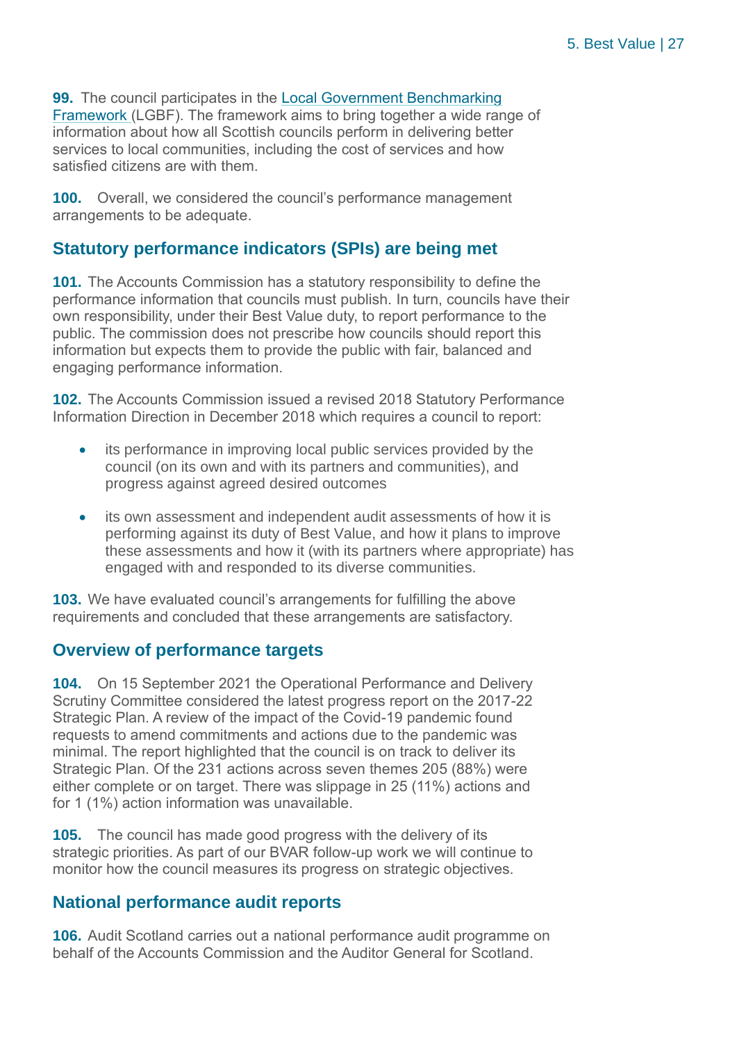**99.** The council participates in the Local Government Benchmarking Framework (LGBF). The framework aims to bring together a wide range of information about how all Scottish councils perform in delivering better services to local communities, including the cost of services and how satisfied citizens are with them.

**100.** Overall, we considered the council's performance management arrangements to be adequate.

## Statutory performance indicators (SPIs) are being met

**101.** The Accounts Commission has a statutory responsibility to define the performance information that councils must publish. In turn, councils have their own responsibility, under their Best Value duty, to report performance to the public. The commission does not prescribe how councils should report this information but expects them to provide the public with fair, balanced and engaging performance information.

**102.** The Accounts Commission issued a revised 2018 Statutory Performance Information Direction in December 2018 which requires a council to report:

- its performance in improving local public services provided by the council (on its own and with its partners and communities), and progress against agreed desired outcomes
- its own assessment and independent audit assessments of how it is performing against its duty of Best Value, and how it plans to improve these assessments and how it (with its partners where appropriate) has engaged with and responded to its diverse communities.

**103.** We have evaluated council's arrangements for fulfilling the above requirements and concluded that these arrangements are satisfactory.

## Overview of performance targets

**104.** On 15 September 2021 the Operational Performance and Delivery Scrutiny Committee considered the latest progress report on the 2017-22 Strategic Plan. A review of the impact of the Covid-19 pandemic found requests to amend commitments and actions due to the pandemic was minimal. The report highlighted that the council is on track to deliver its Strategic Plan. Of the 231 actions across seven themes 205 (88%) were either complete or on target. There was slippage in 25 (11%) actions and for 1 (1%) action information was unavailable.

**105.** The council has made good progress with the delivery of its strategic priorities. As part of our BVAR follow-up work we will continue to monitor how the council measures its progress on strategic objectives.

## National performance audit reports

**106.** Audit Scotland carries out a national performance audit programme on behalf of the Accounts Commission and the Auditor General for Scotland.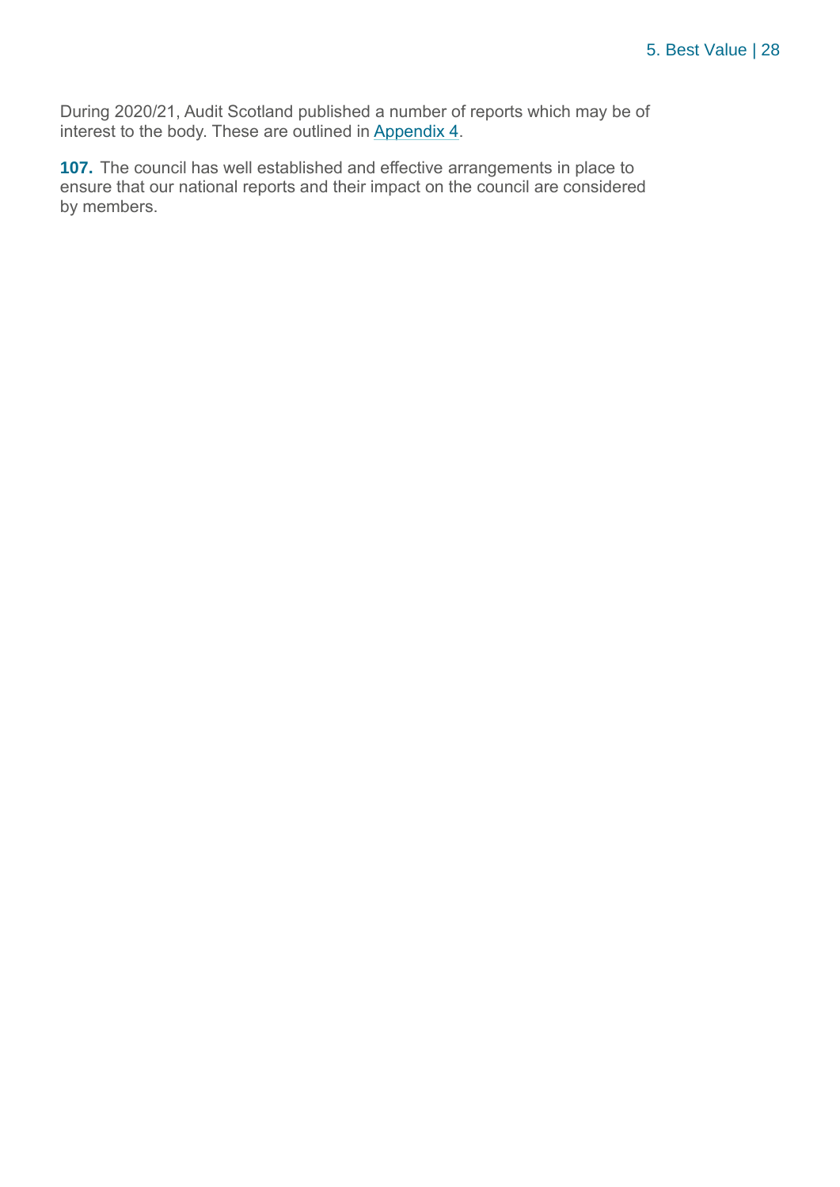During 2020/21, Audit Scotland published a number of reports which may be of interest to the body. These are outlined in Appendix 4.

**107.** The council has well established and effective arrangements in place to ensure that our national reports and their impact on the council are considered by members.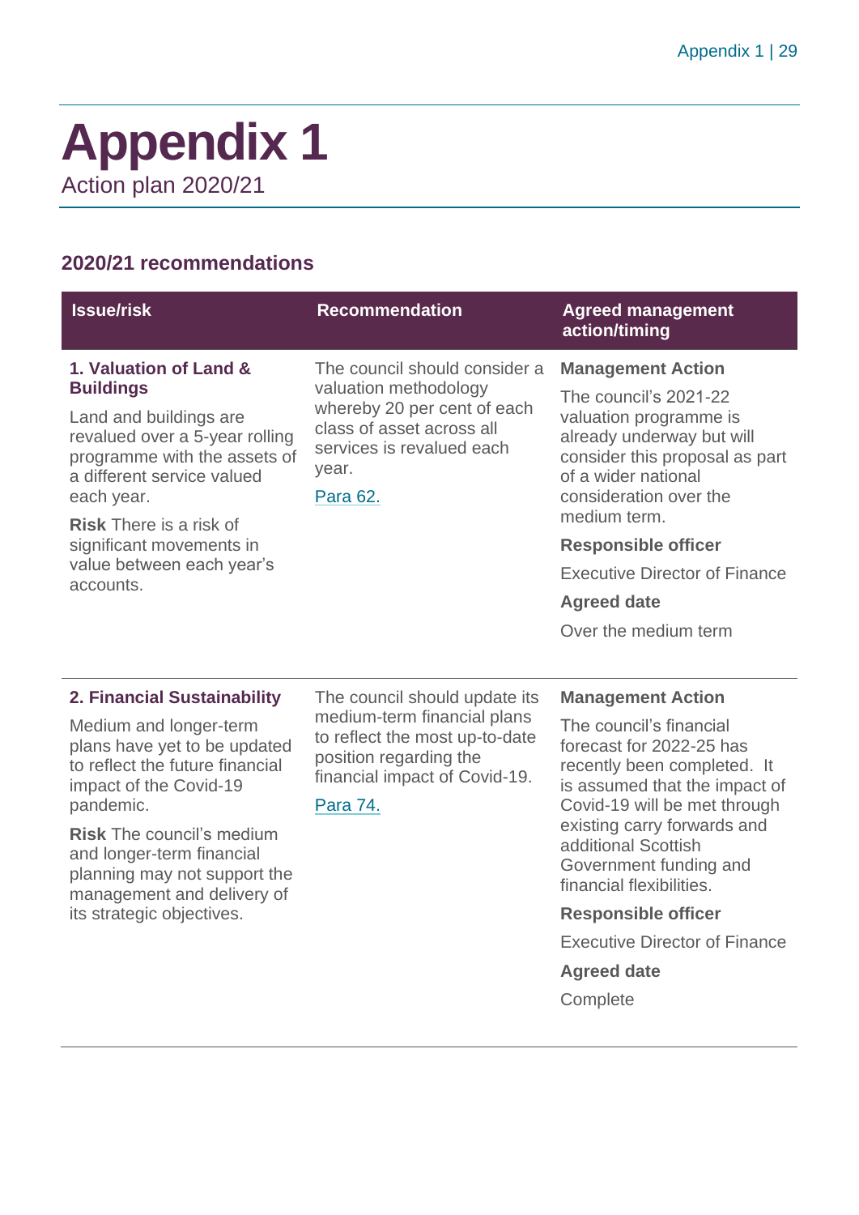# Appendix 1

Action plan 2020/21

## 2020/21 recommendations

| Issue/risk | Recommendation | Agreed management action/timing |
|---|---|---|
| **1. Valuation of Land & Buildings**<br><br>Land and buildings are revalued over a 5-year rolling programme with the assets of a different service valued each year.<br><br>**Risk** There is a risk of significant movements in value between each year's accounts. | The council should consider a valuation methodology whereby 20 per cent of each class of asset across all services is revalued each year.<br><br>Para 62. | **Management Action**<br><br>The council's 2021-22 valuation programme is already underway but will consider this proposal as part of a wider national consideration over the medium term.<br><br>**Responsible officer**<br><br>Executive Director of Finance<br><br>**Agreed date**<br><br>Over the medium term |
| **2. Financial Sustainability**<br><br>Medium and longer-term plans have yet to be updated to reflect the future financial impact of the Covid-19 pandemic.<br><br>**Risk** The council's medium and longer-term financial planning may not support the management and delivery of its strategic objectives. | The council should update its medium-term financial plans to reflect the most up-to-date position regarding the financial impact of Covid-19.<br><br>Para 74. | **Management Action**<br><br>The council's financial forecast for 2022-25 has recently been completed. It is assumed that the impact of Covid-19 will be met through existing carry forwards and additional Scottish Government funding and financial flexibilities.<br><br>**Responsible officer**<br><br>Executive Director of Finance<br><br>**Agreed date**<br><br>Complete |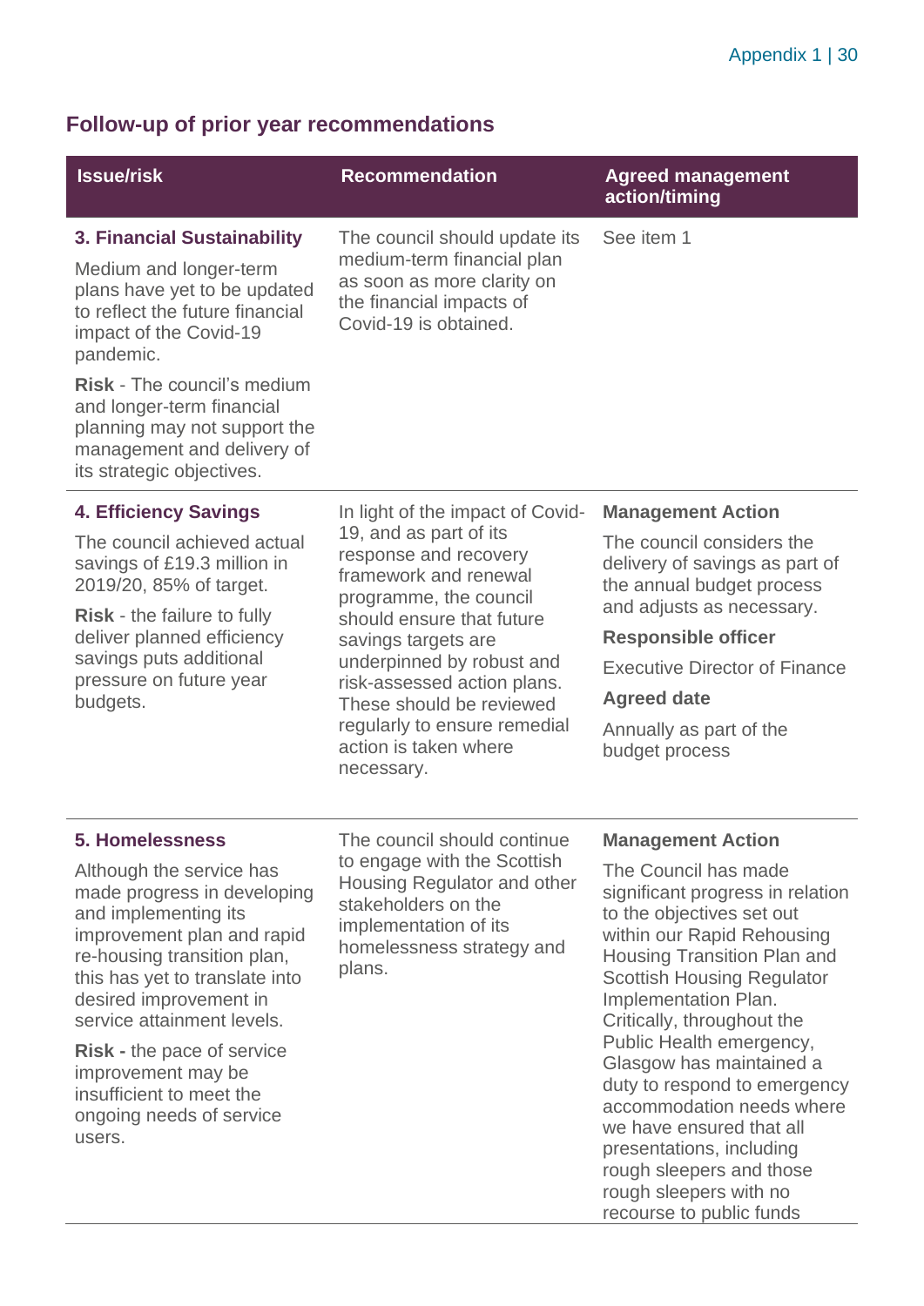## Follow-up of prior year recommendations

| Issue/risk | Recommendation | Agreed management action/timing |
|---|---|---|
| **3. Financial Sustainability**<br><br>Medium and longer-term plans have yet to be updated to reflect the future financial impact of the Covid-19 pandemic.<br><br>**Risk** - The council's medium and longer-term financial planning may not support the management and delivery of its strategic objectives. | The council should update its medium-term financial plan as soon as more clarity on the financial impacts of Covid-19 is obtained. | See item 1 |
| **4. Efficiency Savings**<br><br>The council achieved actual savings of £19.3 million in 2019/20, 85% of target.<br><br>**Risk** - the failure to fully deliver planned efficiency savings puts additional pressure on future year budgets. | In light of the impact of Covid-19, and as part of its response and recovery framework and renewal programme, the council should ensure that future savings targets are underpinned by robust and risk-assessed action plans. These should be reviewed regularly to ensure remedial action is taken where necessary. | **Management Action**<br><br>The council considers the delivery of savings as part of the annual budget process and adjusts as necessary.<br><br>**Responsible officer**<br><br>Executive Director of Finance<br><br>**Agreed date**<br><br>Annually as part of the budget process |
| **5. Homelessness**<br><br>Although the service has made progress in developing and implementing its improvement plan and rapid re-housing transition plan, this has yet to translate into desired improvement in service attainment levels.<br><br>**Risk -** the pace of service improvement may be insufficient to meet the ongoing needs of service users. | The council should continue to engage with the Scottish Housing Regulator and other stakeholders on the implementation of its homelessness strategy and plans. | **Management Action**<br><br>The Council has made significant progress in relation to the objectives set out within our Rapid Rehousing Housing Transition Plan and Scottish Housing Regulator Implementation Plan. Critically, throughout the Public Health emergency, Glasgow has maintained a duty to respond to emergency accommodation needs where we have ensured that all presentations, including rough sleepers and those rough sleepers with no recourse to public funds |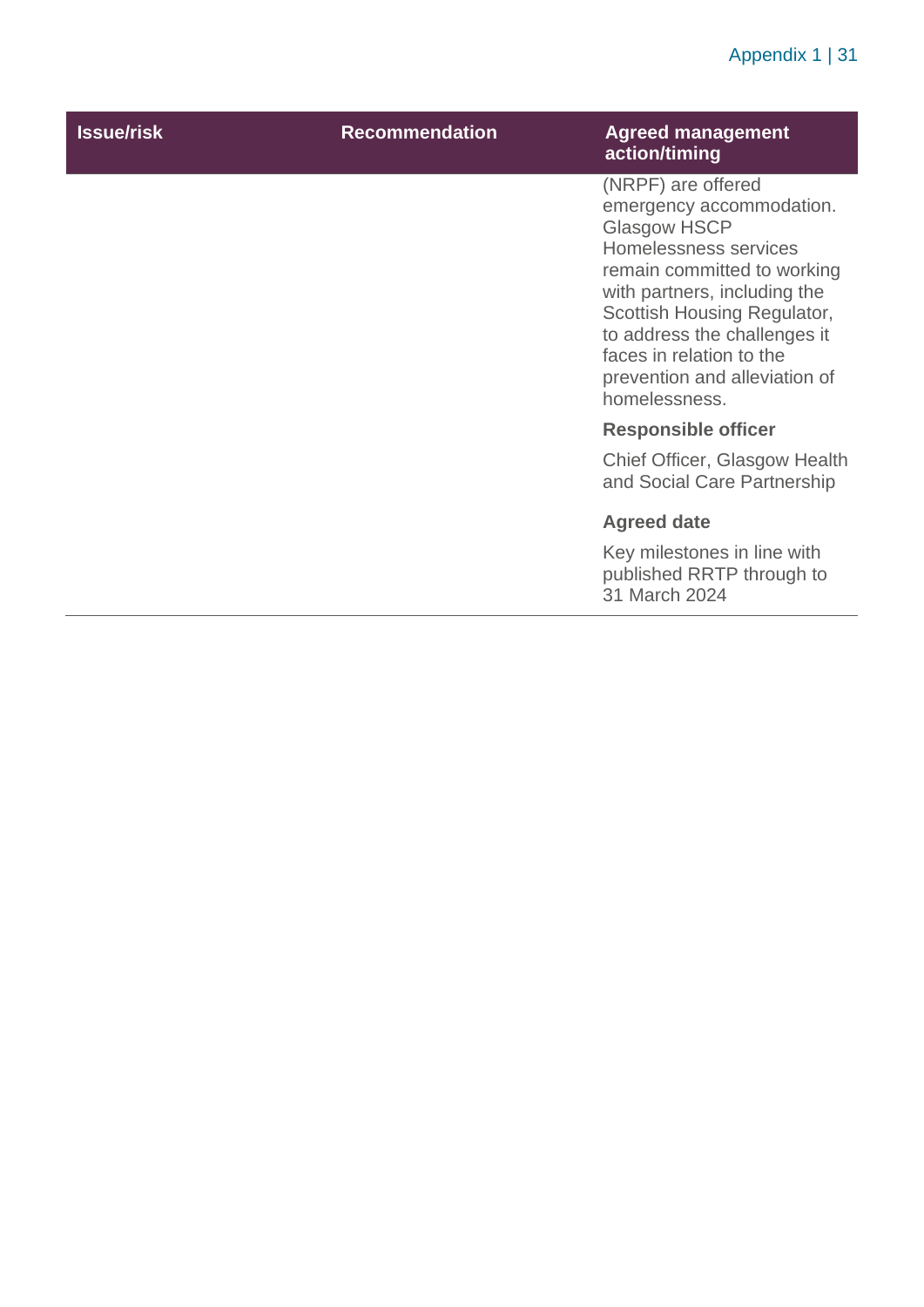| Issue/risk | Recommendation | Agreed management action/timing |
|---|---|---|
| | | (NRPF) are offered emergency accommodation. Glasgow HSCP Homelessness services remain committed to working with partners, including the Scottish Housing Regulator, to address the challenges it faces in relation to the prevention and alleviation of homelessness.<br><br>**Responsible officer**<br><br>Chief Officer, Glasgow Health and Social Care Partnership<br><br>**Agreed date**<br><br>Key milestones in line with published RRTP through to 31 March 2024 |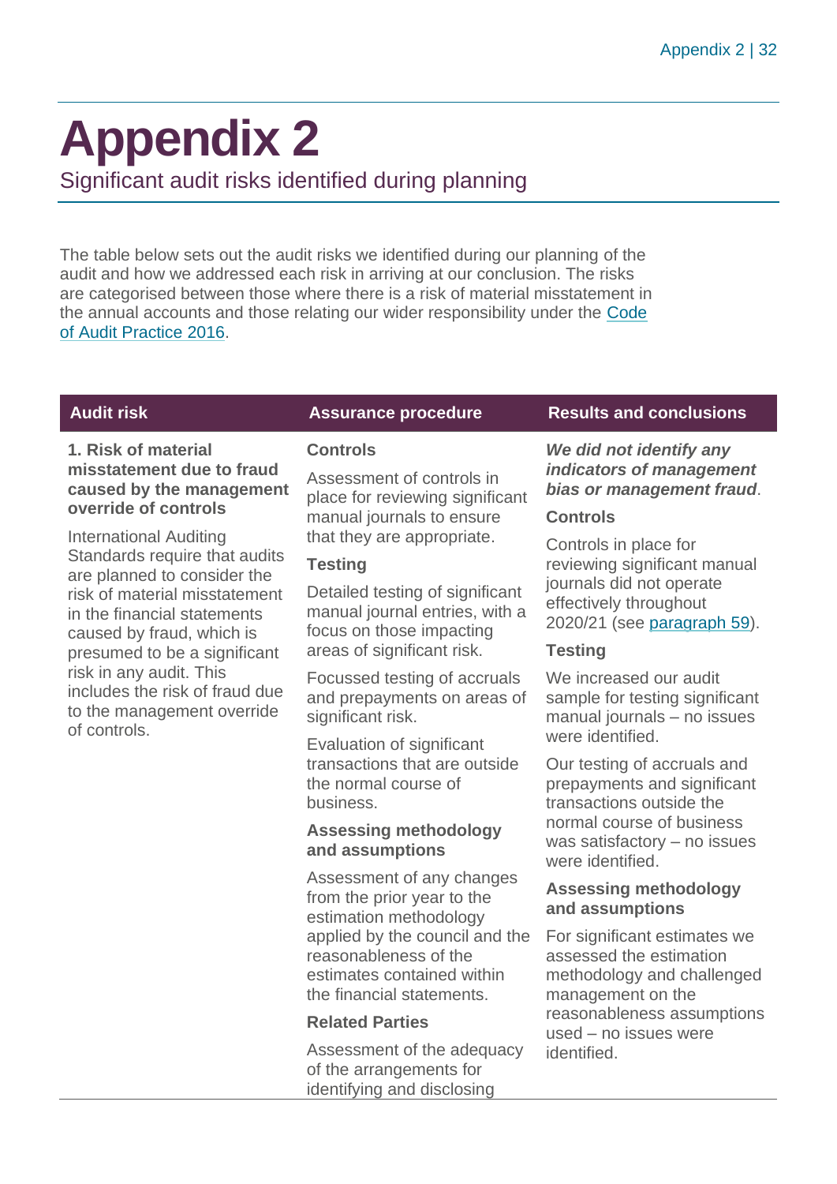# Appendix 2

Significant audit risks identified during planning

The table below sets out the audit risks we identified during our planning of the audit and how we addressed each risk in arriving at our conclusion. The risks are categorised between those where there is a risk of material misstatement in the annual accounts and those relating our wider responsibility under the Code of Audit Practice 2016.

| Audit risk | Assurance procedure | Results and conclusions |
|---|---|---|
| **1. Risk of material misstatement due to fraud caused by the management override of controls**<br><br>International Auditing Standards require that audits are planned to consider the risk of material misstatement in the financial statements caused by fraud, which is presumed to be a significant risk in any audit. This includes the risk of fraud due to the management override of controls. | **Controls**<br><br>Assessment of controls in place for reviewing significant manual journals to ensure that they are appropriate.<br><br>**Testing**<br><br>Detailed testing of significant manual journal entries, with a focus on those impacting areas of significant risk.<br><br>Focussed testing of accruals and prepayments on areas of significant risk.<br><br>Evaluation of significant transactions that are outside the normal course of business.<br><br>**Assessing methodology and assumptions**<br><br>Assessment of any changes from the prior year to the estimation methodology applied by the council and the reasonableness of the estimates contained within the financial statements.<br><br>**Related Parties**<br><br>Assessment of the adequacy of the arrangements for identifying and disclosing | ***We did not identify any indicators of management bias or management fraud***.<br><br>**Controls**<br><br>Controls in place for reviewing significant manual journals did not operate effectively throughout 2020/21 (see paragraph 59).<br><br>**Testing**<br><br>We increased our audit sample for testing significant manual journals – no issues were identified.<br><br>Our testing of accruals and prepayments and significant transactions outside the normal course of business was satisfactory – no issues were identified.<br><br>**Assessing methodology and assumptions**<br><br>For significant estimates we assessed the estimation methodology and challenged management on the reasonableness assumptions used – no issues were identified. |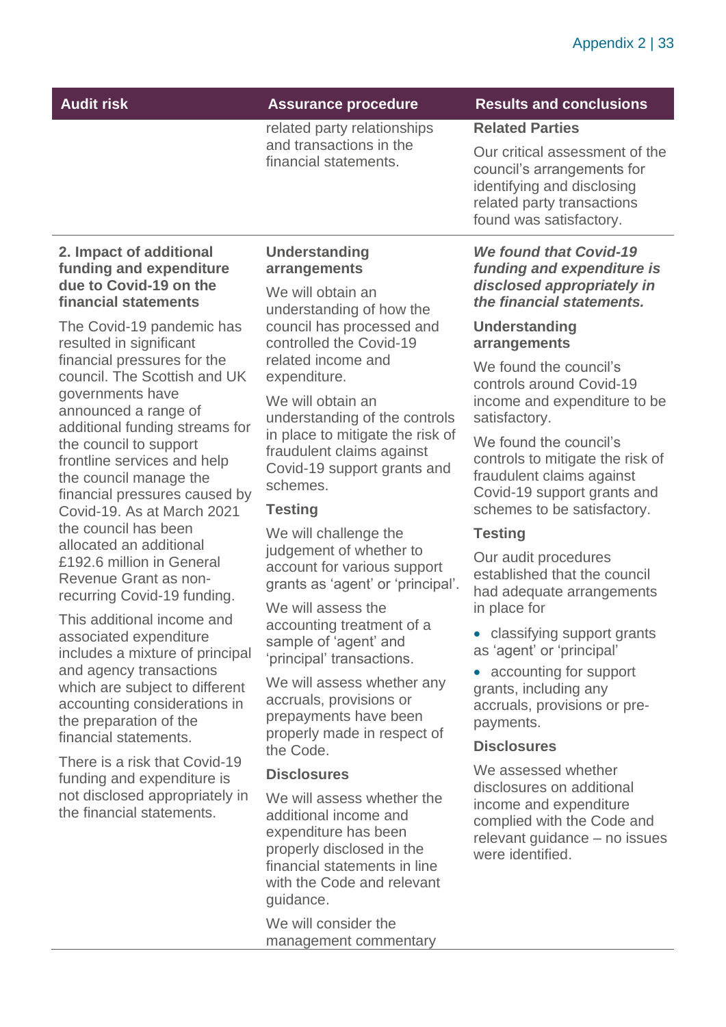| Audit risk | Assurance procedure | Results and conclusions |
|---|---|---|
| | related party relationships and transactions in the financial statements. | **Related Parties**<br><br>Our critical assessment of the council's arrangements for identifying and disclosing related party transactions found was satisfactory. |
| **2. Impact of additional funding and expenditure due to Covid-19 on the financial statements**<br><br>The Covid-19 pandemic has resulted in significant financial pressures for the council. The Scottish and UK governments have announced a range of additional funding streams for the council to support frontline services and help the council manage the financial pressures caused by Covid-19. As at March 2021 the council has been allocated an additional £192.6 million in General Revenue Grant as non-recurring Covid-19 funding.<br><br>This additional income and associated expenditure includes a mixture of principal and agency transactions which are subject to different accounting considerations in the preparation of the financial statements.<br><br>There is a risk that Covid-19 funding and expenditure is not disclosed appropriately in the financial statements. | **Understanding arrangements**<br><br>We will obtain an understanding of how the council has processed and controlled the Covid-19 related income and expenditure.<br><br>We will obtain an understanding of the controls in place to mitigate the risk of fraudulent claims against Covid-19 support grants and schemes.<br><br>**Testing**<br><br>We will challenge the judgement of whether to account for various support grants as 'agent' or 'principal'.<br><br>We will assess the accounting treatment of a sample of 'agent' and 'principal' transactions.<br><br>We will assess whether any accruals, provisions or prepayments have been properly made in respect of the Code.<br><br>**Disclosures**<br><br>We will assess whether the additional income and expenditure has been properly disclosed in the financial statements in line with the Code and relevant guidance.<br><br>We will consider the management commentary | ***We found that Covid-19 funding and expenditure is disclosed appropriately in the financial statements.***<br><br>**Understanding arrangements**<br><br>We found the council's controls around Covid-19 income and expenditure to be satisfactory.<br><br>We found the council's controls to mitigate the risk of fraudulent claims against Covid-19 support grants and schemes to be satisfactory.<br><br>**Testing**<br><br>Our audit procedures established that the council had adequate arrangements in place for<br><br>• classifying support grants as 'agent' or 'principal'<br><br>• accounting for support grants, including any accruals, provisions or pre-payments.<br><br>**Disclosures**<br><br>We assessed whether disclosures on additional income and expenditure complied with the Code and relevant guidance – no issues were identified. |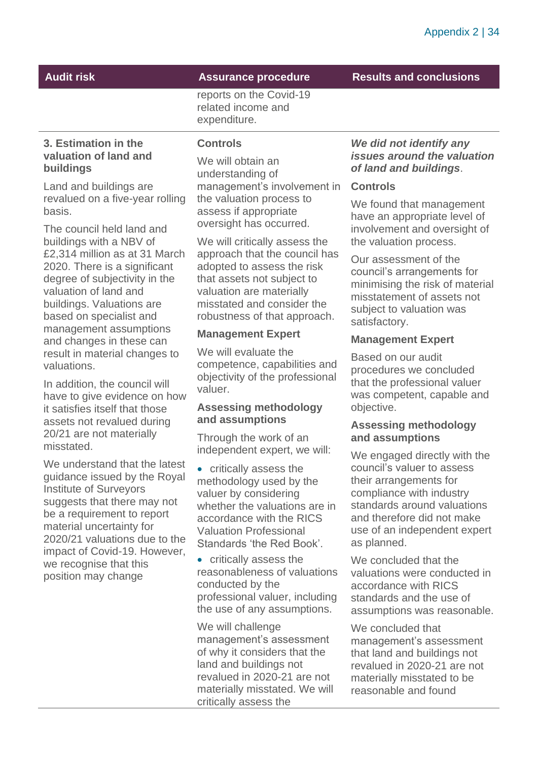| Audit risk | Assurance procedure | Results and conclusions |
| --- | --- | --- |
| | reports on the Covid-19 related income and expenditure. | |
| **3. Estimation in the valuation of land and buildings**<br><br>Land and buildings are revalued on a five-year rolling basis.<br><br>The council held land and buildings with a NBV of £2,314 million as at 31 March 2020. There is a significant degree of subjectivity in the valuation of land and buildings. Valuations are based on specialist and management assumptions and changes in these can result in material changes to valuations.<br><br>In addition, the council will have to give evidence on how it satisfies itself that those assets not revalued during 20/21 are not materially misstated.<br><br>We understand that the latest guidance issued by the Royal Institute of Surveyors suggests that there may not be a requirement to report material uncertainty for 2020/21 valuations due to the impact of Covid-19. However, we recognise that this position may change | **Controls**<br><br>We will obtain an understanding of management's involvement in the valuation process to assess if appropriate oversight has occurred.<br><br>We will critically assess the approach that the council has adopted to assess the risk that assets not subject to valuation are materially misstated and consider the robustness of that approach.<br><br>**Management Expert**<br><br>We will evaluate the competence, capabilities and objectivity of the professional valuer.<br><br>**Assessing methodology and assumptions**<br><br>Through the work of an independent expert, we will:<br><br>• critically assess the methodology used by the valuer by considering whether the valuations are in accordance with the RICS Valuation Professional Standards 'the Red Book'.<br><br>• critically assess the reasonableness of valuations conducted by the professional valuer, including the use of any assumptions.<br><br>We will challenge management's assessment of why it considers that the land and buildings not revalued in 2020-21 are not materially misstated. We will critically assess the | ***We did not identify any issues around the valuation of land and buildings***.<br><br>**Controls**<br><br>We found that management have an appropriate level of involvement and oversight of the valuation process.<br><br>Our assessment of the council's arrangements for minimising the risk of material misstatement of assets not subject to valuation was satisfactory.<br><br>**Management Expert**<br><br>Based on our audit procedures we concluded that the professional valuer was competent, capable and objective.<br><br>**Assessing methodology and assumptions**<br><br>We engaged directly with the council's valuer to assess their arrangements for compliance with industry standards around valuations and therefore did not make use of an independent expert as planned.<br><br>We concluded that the valuations were conducted in accordance with RICS standards and the use of assumptions was reasonable.<br><br>We concluded that management's assessment that land and buildings not revalued in 2020-21 are not materially misstated to be reasonable and found |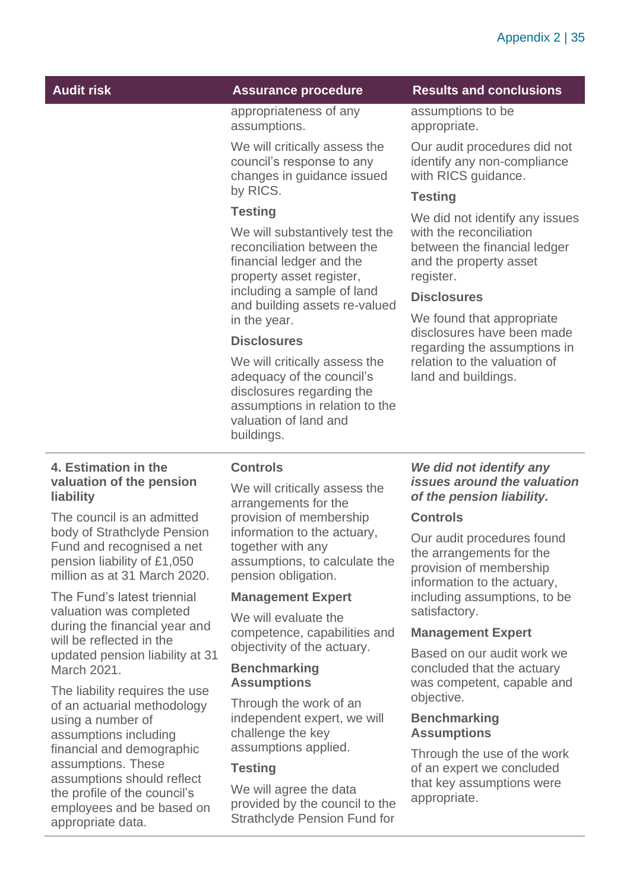| Audit risk | Assurance procedure | Results and conclusions |
| --- | --- | --- |
| | appropriateness of any assumptions.<br><br>We will critically assess the council's response to any changes in guidance issued by RICS.<br><br>**Testing**<br><br>We will substantively test the reconciliation between the financial ledger and the property asset register, including a sample of land and building assets re-valued in the year.<br><br>**Disclosures**<br><br>We will critically assess the adequacy of the council's disclosures regarding the assumptions in relation to the valuation of land and buildings. | assumptions to be appropriate.<br><br>Our audit procedures did not identify any non-compliance with RICS guidance.<br><br>**Testing**<br><br>We did not identify any issues with the reconciliation between the financial ledger and the property asset register.<br><br>**Disclosures**<br><br>We found that appropriate disclosures have been made regarding the assumptions in relation to the valuation of land and buildings. |
| **4. Estimation in the valuation of the pension liability**<br><br>The council is an admitted body of Strathclyde Pension Fund and recognised a net pension liability of £1,050 million as at 31 March 2020.<br><br>The Fund's latest triennial valuation was completed during the financial year and will be reflected in the updated pension liability at 31 March 2021.<br><br>The liability requires the use of an actuarial methodology using a number of assumptions including financial and demographic assumptions. These assumptions should reflect the profile of the council's employees and be based on appropriate data. | **Controls**<br><br>We will critically assess the arrangements for the provision of membership information to the actuary, together with any assumptions, to calculate the pension obligation.<br><br>**Management Expert**<br><br>We will evaluate the competence, capabilities and objectivity of the actuary.<br><br>**Benchmarking Assumptions**<br><br>Through the work of an independent expert, we will challenge the key assumptions applied.<br><br>**Testing**<br><br>We will agree the data provided by the council to the Strathclyde Pension Fund for | ***We did not identify any issues around the valuation of the pension liability.***<br><br>**Controls**<br><br>Our audit procedures found the arrangements for the provision of membership information to the actuary, including assumptions, to be satisfactory.<br><br>**Management Expert**<br><br>Based on our audit work we concluded that the actuary was competent, capable and objective.<br><br>**Benchmarking Assumptions**<br><br>Through the use of the work of an expert we concluded that key assumptions were appropriate. |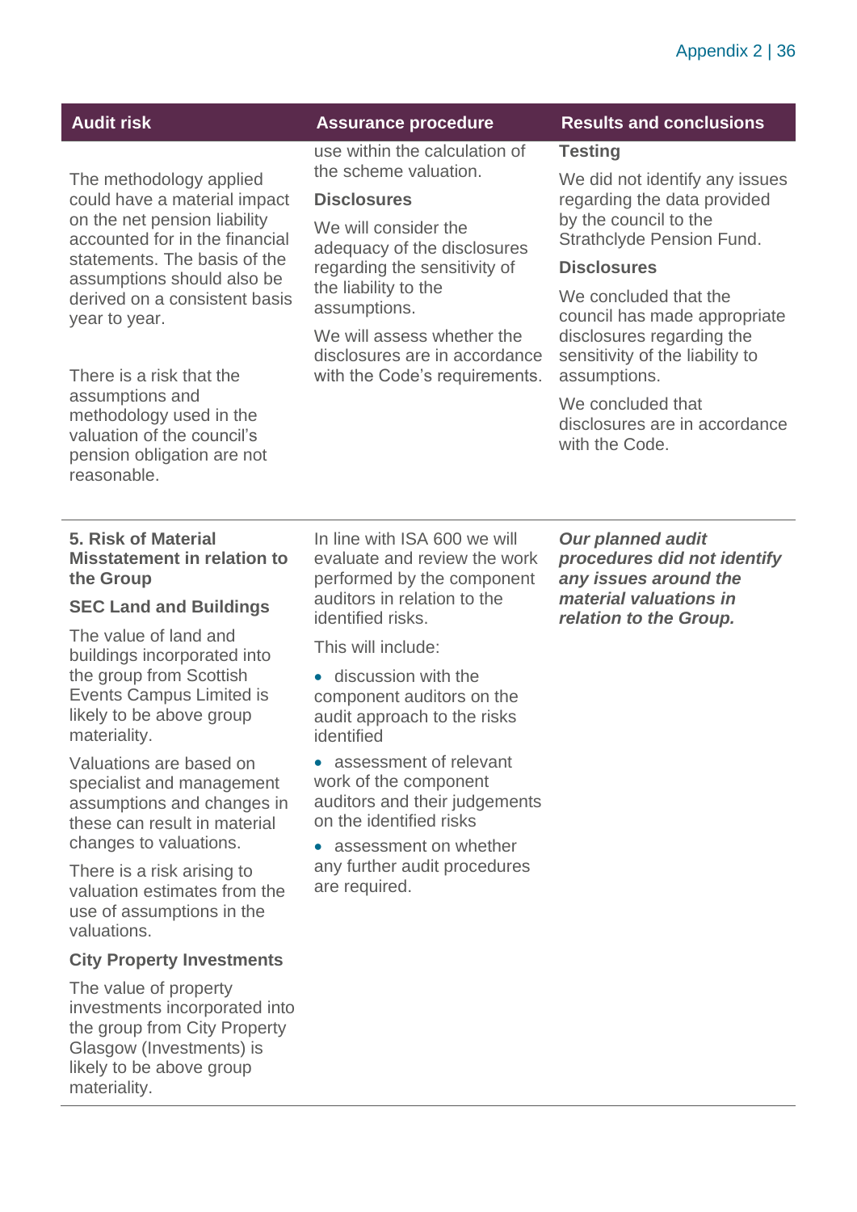| Audit risk | Assurance procedure | Results and conclusions |
|---|---|---|
| The methodology applied could have a material impact on the net pension liability accounted for in the financial statements. The basis of the assumptions should also be derived on a consistent basis year to year.<br><br>There is a risk that the assumptions and methodology used in the valuation of the council's pension obligation are not reasonable. | use within the calculation of the scheme valuation.<br><br>**Disclosures**<br><br>We will consider the adequacy of the disclosures regarding the sensitivity of the liability to the assumptions.<br><br>We will assess whether the disclosures are in accordance with the Code's requirements. | **Testing**<br><br>We did not identify any issues regarding the data provided by the council to the Strathclyde Pension Fund.<br><br>**Disclosures**<br><br>We concluded that the council has made appropriate disclosures regarding the sensitivity of the liability to assumptions.<br><br>We concluded that disclosures are in accordance with the Code. |
| **5. Risk of Material Misstatement in relation to the Group**<br><br>**SEC Land and Buildings**<br><br>The value of land and buildings incorporated into the group from Scottish Events Campus Limited is likely to be above group materiality.<br><br>Valuations are based on specialist and management assumptions and changes in these can result in material changes to valuations.<br><br>There is a risk arising to valuation estimates from the use of assumptions in the valuations.<br><br>**City Property Investments**<br><br>The value of property investments incorporated into the group from City Property Glasgow (Investments) is likely to be above group materiality. | In line with ISA 600 we will evaluate and review the work performed by the component auditors in relation to the identified risks.<br><br>This will include:<br><br>• discussion with the component auditors on the audit approach to the risks identified<br><br>• assessment of relevant work of the component auditors and their judgements on the identified risks<br><br>• assessment on whether any further audit procedures are required. | ***Our planned audit procedures did not identify any issues around the material valuations in relation to the Group.*** |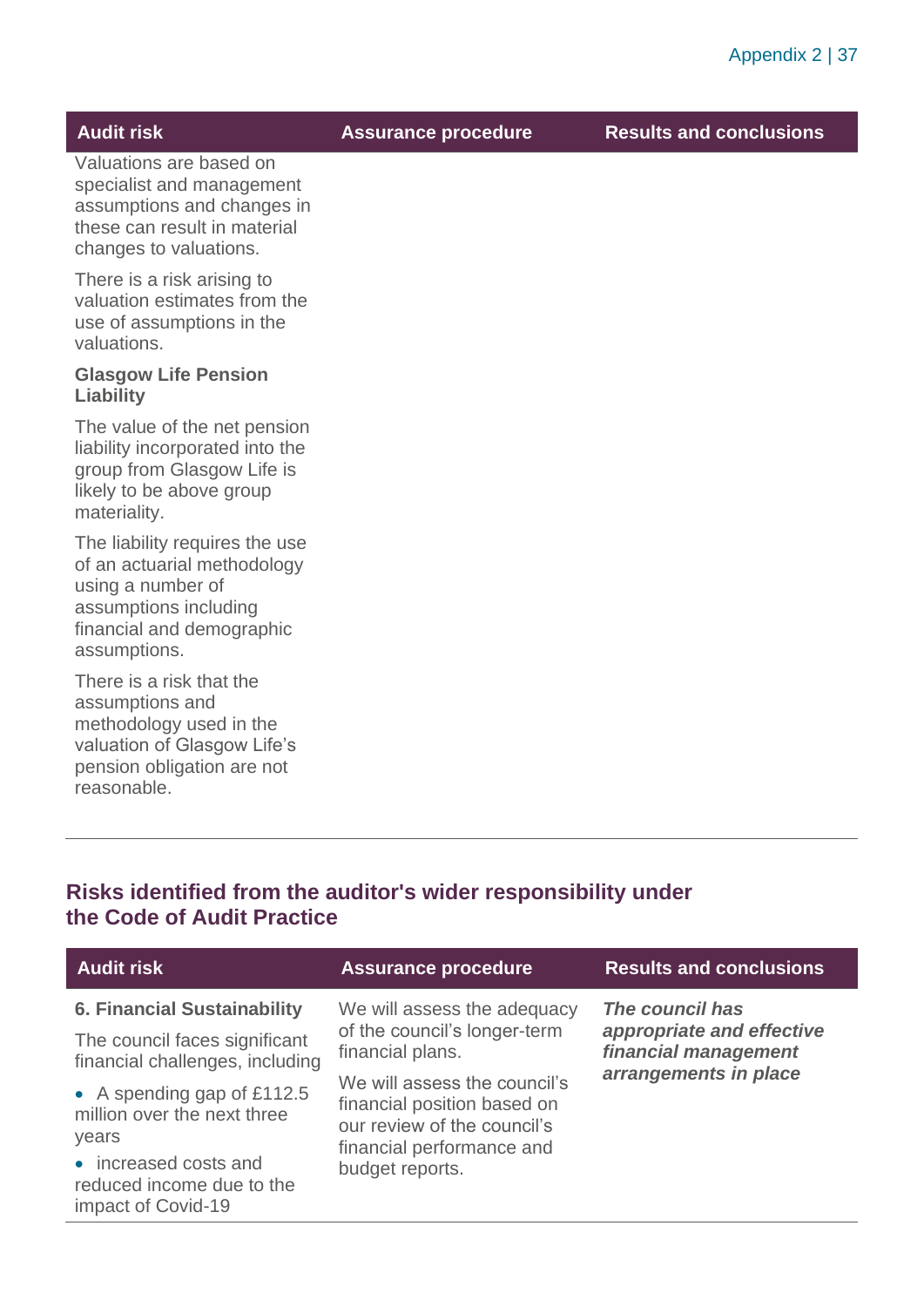| Audit risk | Assurance procedure | Results and conclusions |
| --- | --- | --- |
| Valuations are based on specialist and management assumptions and changes in these can result in material changes to valuations.<br><br>There is a risk arising to valuation estimates from the use of assumptions in the valuations.<br><br>**Glasgow Life Pension Liability**<br><br>The value of the net pension liability incorporated into the group from Glasgow Life is likely to be above group materiality.<br><br>The liability requires the use of an actuarial methodology using a number of assumptions including financial and demographic assumptions.<br><br>There is a risk that the assumptions and methodology used in the valuation of Glasgow Life's pension obligation are not reasonable. | | |

## Risks identified from the auditor's wider responsibility under the Code of Audit Practice

| Audit risk | Assurance procedure | Results and conclusions |
| --- | --- | --- |
| **6. Financial Sustainability**<br><br>The council faces significant financial challenges, including<br><br>• A spending gap of £112.5 million over the next three years<br><br>• increased costs and reduced income due to the impact of Covid-19 | We will assess the adequacy of the council's longer-term financial plans.<br><br>We will assess the council's financial position based on our review of the council's financial performance and budget reports. | ***The council has appropriate and effective financial management arrangements in place*** |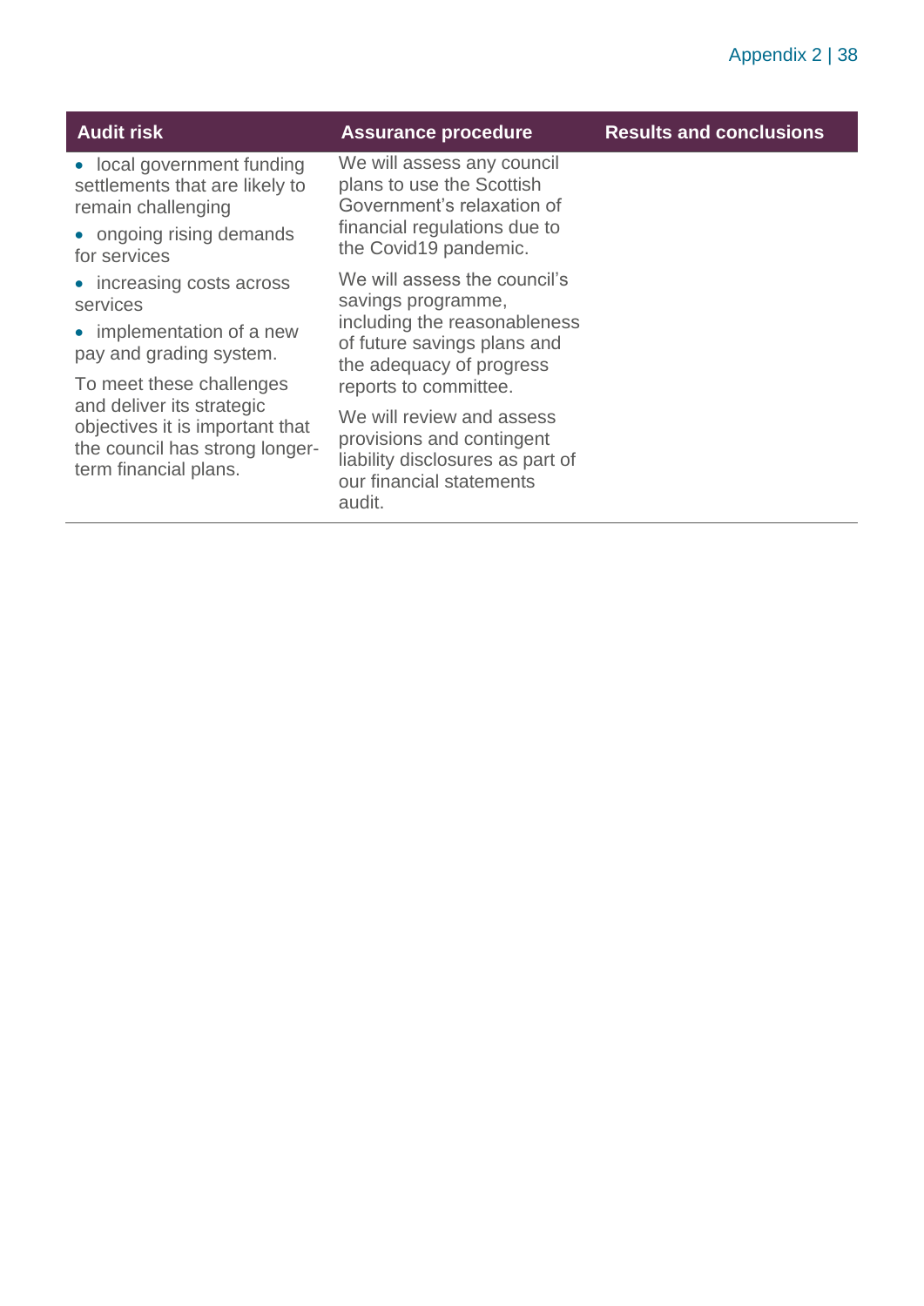| Audit risk | Assurance procedure | Results and conclusions |
|---|---|---|
| • local government funding settlements that are likely to remain challenging<br>• ongoing rising demands for services<br>• increasing costs across services<br>• implementation of a new pay and grading system.<br>To meet these challenges and deliver its strategic objectives it is important that the council has strong longer-term financial plans. | We will assess any council plans to use the Scottish Government's relaxation of financial regulations due to the Covid19 pandemic.<br>We will assess the council's savings programme, including the reasonableness of future savings plans and the adequacy of progress reports to committee.<br>We will review and assess provisions and contingent liability disclosures as part of our financial statements audit. | |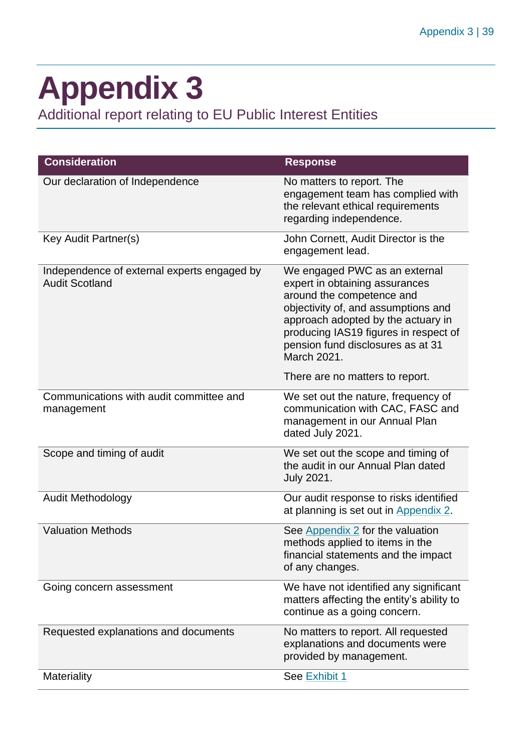# Appendix 3

Additional report relating to EU Public Interest Entities

| Consideration | Response |
| --- | --- |
| Our declaration of Independence | No matters to report. The engagement team has complied with the relevant ethical requirements regarding independence. |
| Key Audit Partner(s) | John Cornett, Audit Director is the engagement lead. |
| Independence of external experts engaged by Audit Scotland | We engaged PWC as an external expert in obtaining assurances around the competence and objectivity of, and assumptions and approach adopted by the actuary in producing IAS19 figures in respect of pension fund disclosures as at 31 March 2021.<br><br>There are no matters to report. |
| Communications with audit committee and management | We set out the nature, frequency of communication with CAC, FASC and management in our Annual Plan dated July 2021. |
| Scope and timing of audit | We set out the scope and timing of the audit in our Annual Plan dated July 2021. |
| Audit Methodology | Our audit response to risks identified at planning is set out in Appendix 2. |
| Valuation Methods | See Appendix 2 for the valuation methods applied to items in the financial statements and the impact of any changes. |
| Going concern assessment | We have not identified any significant matters affecting the entity's ability to continue as a going concern. |
| Requested explanations and documents | No matters to report. All requested explanations and documents were provided by management. |
| Materiality | See Exhibit 1 |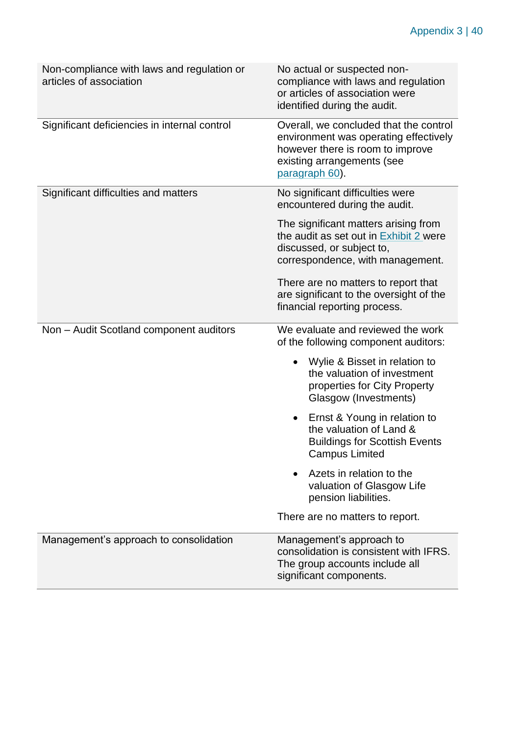| | |
|---|---|
| Non-compliance with laws and regulation or articles of association | No actual or suspected non-compliance with laws and regulation or articles of association were identified during the audit. |
| Significant deficiencies in internal control | Overall, we concluded that the control environment was operating effectively however there is room to improve existing arrangements (see paragraph 60). |
| Significant difficulties and matters | No significant difficulties were encountered during the audit.<br><br>The significant matters arising from the audit as set out in Exhibit 2 were discussed, or subject to, correspondence, with management.<br><br>There are no matters to report that are significant to the oversight of the financial reporting process. |
| Non – Audit Scotland component auditors | We evaluate and reviewed the work of the following component auditors:<br><br>• Wylie & Bisset in relation to the valuation of investment properties for City Property Glasgow (Investments)<br><br>• Ernst & Young in relation to the valuation of Land & Buildings for Scottish Events Campus Limited<br><br>• Azets in relation to the valuation of Glasgow Life pension liabilities.<br><br>There are no matters to report. |
| Management's approach to consolidation | Management's approach to consolidation is consistent with IFRS. The group accounts include all significant components. |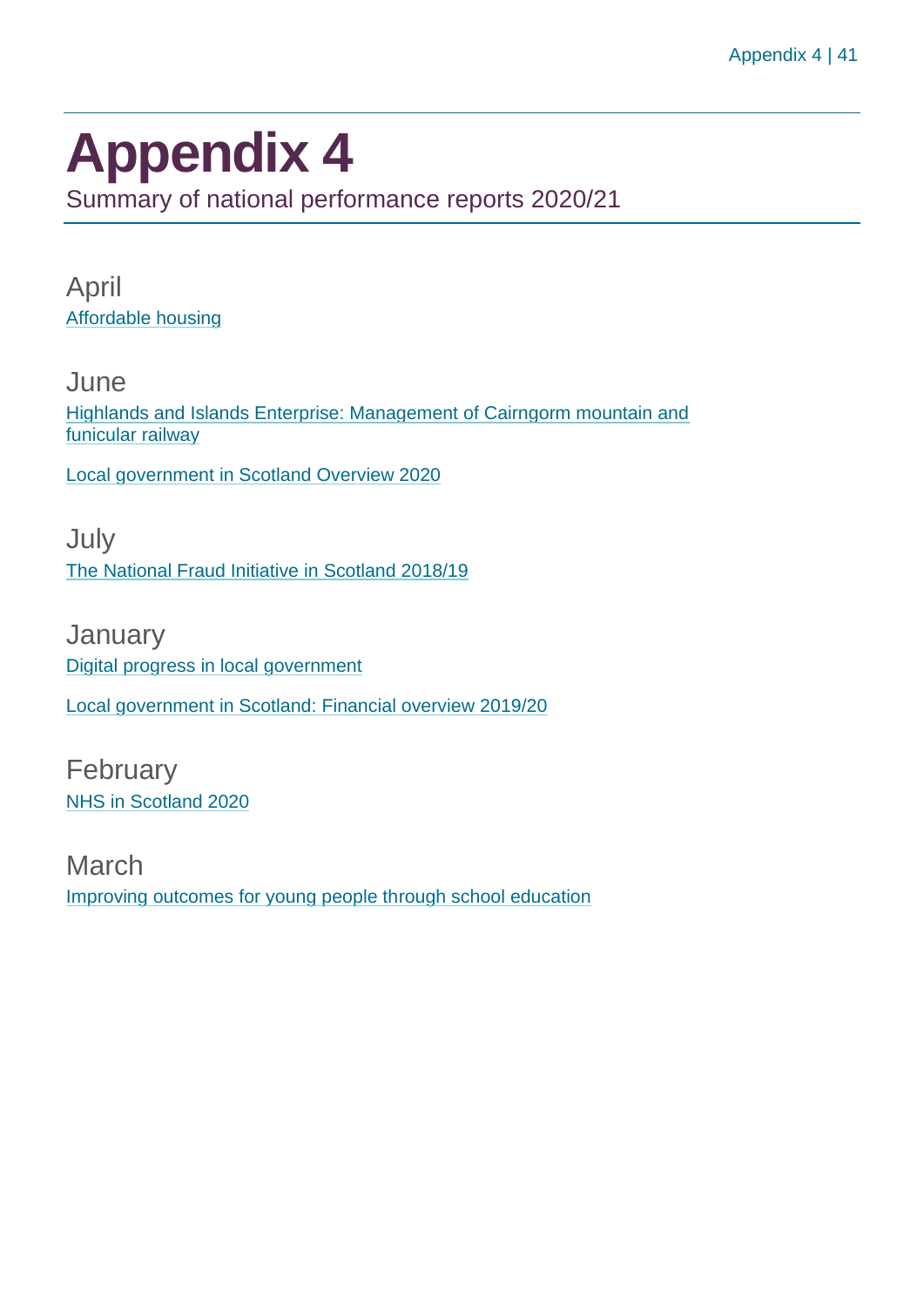# Appendix 4

Summary of national performance reports 2020/21

## April

Affordable housing

## June

Highlands and Islands Enterprise: Management of Cairngorm mountain and funicular railway

Local government in Scotland Overview 2020

## July

The National Fraud Initiative in Scotland 2018/19

## January

Digital progress in local government

Local government in Scotland: Financial overview 2019/20

## February

NHS in Scotland 2020

## March

Improving outcomes for young people through school education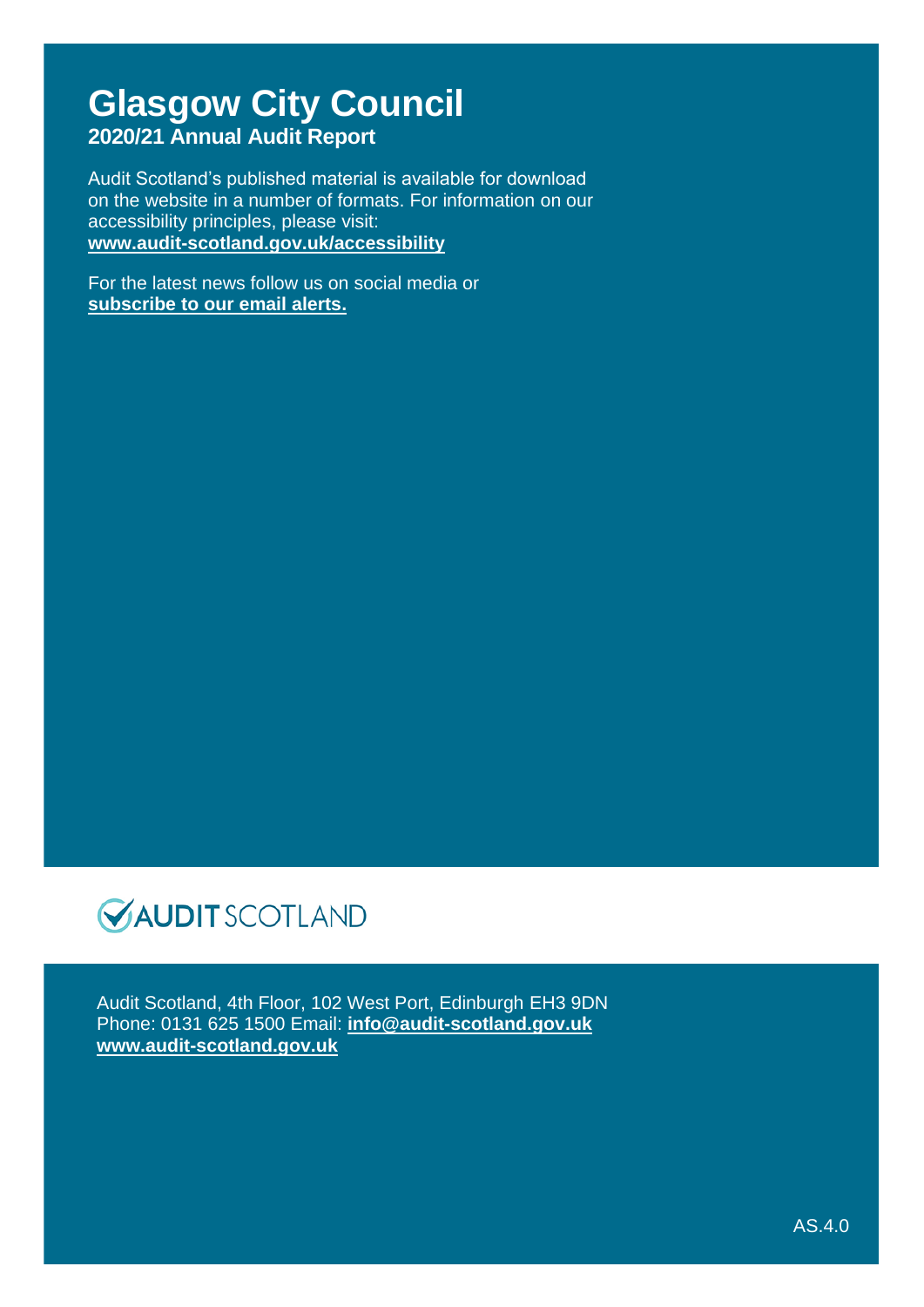# Glasgow City Council

## 2020/21 Annual Audit Report

Audit Scotland's published material is available for download on the website in a number of formats. For information on our accessibility principles, please visit: **www.audit-scotland.gov.uk/accessibility**

For the latest news follow us on social media or **subscribe to our email alerts.**

AUDIT SCOTLAND

Audit Scotland, 4th Floor, 102 West Port, Edinburgh EH3 9DN
Phone: 0131 625 1500 Email: **info@audit-scotland.gov.uk**
**www.audit-scotland.gov.uk**

AS.4.0